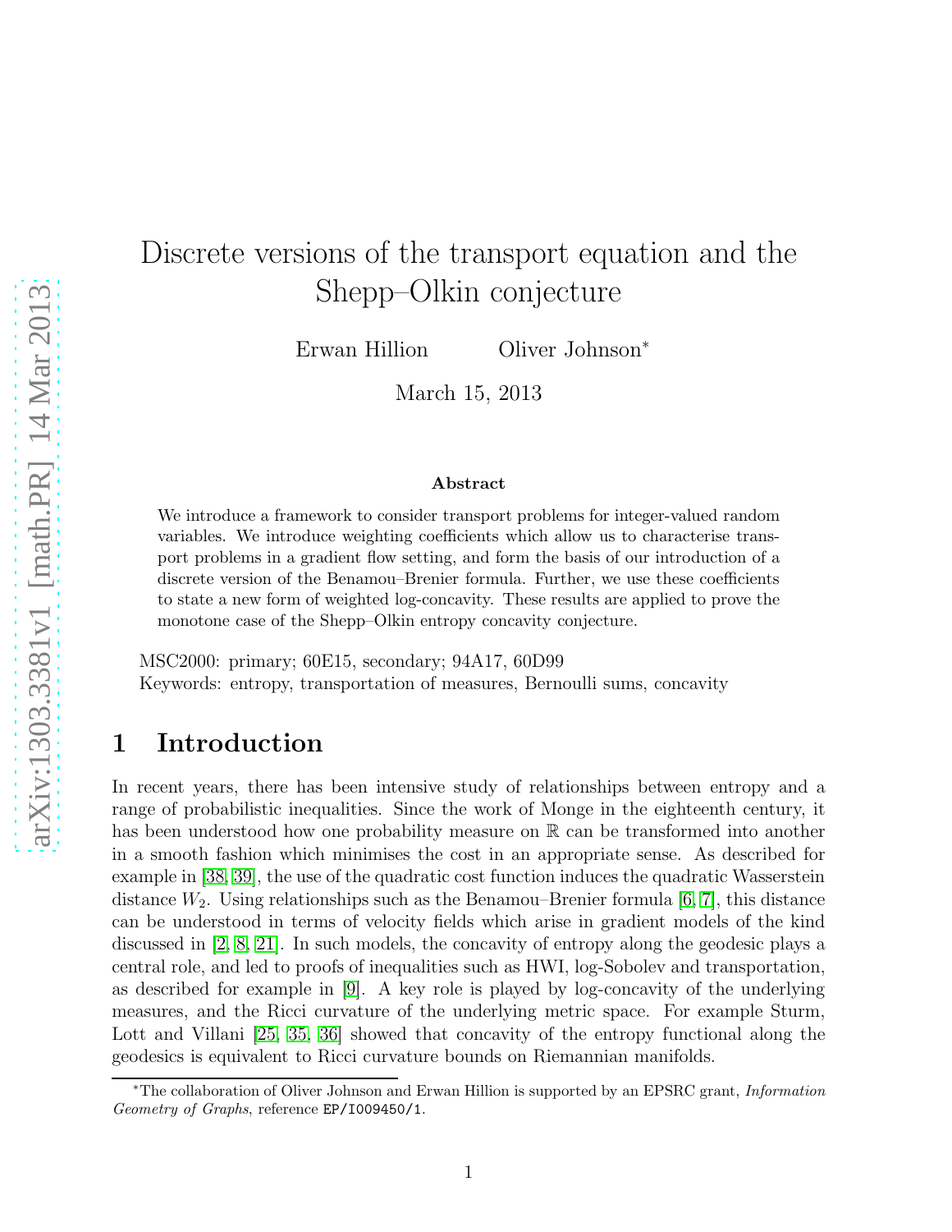# Discrete versions of the transport equation and the Shepp–Olkin conjecture

Erwan Hillion Oliver Johnson*

March 15, 2013

**Abstract**

We introduce a framework to consider transport problems for integer-valued random variables. We introduce weighting coefficients which allow us to characterise transport problems in a gradient flow setting, and form the basis of our introduction of a discrete version of the Benamou–Brenier formula. Further, we use these coefficients to state a new form of weighted log-concavity. These results are applied to prove the monotone case of the Shepp–Olkin entropy concavity conjecture.

MSC2000: primary; 60E15, secondary; 94A17, 60D99

Keywords: entropy, transportation of measures, Bernoulli sums, concavity

## 1 Introduction

In recent years, there has been intensive study of relationships between entropy and a range of probabilistic inequalities. Since the work of Monge in the eighteenth century, it has been understood how one probability measure on $\mathbb{R}$ can be transformed into another in a smooth fashion which minimises the cost in an appropriate sense. As described for example in [38, 39], the use of the quadratic cost function induces the quadratic Wasserstein distance $W_2$. Using relationships such as the Benamou–Brenier formula [6, 7], this distance can be understood in terms of velocity fields which arise in gradient models of the kind discussed in [2, 8, 21]. In such models, the concavity of entropy along the geodesic plays a central role, and led to proofs of inequalities such as HWI, log-Sobolev and transportation, as described for example in [9]. A key role is played by log-concavity of the underlying measures, and the Ricci curvature of the underlying metric space. For example Sturm, Lott and Villani [25, 35, 36] showed that concavity of the entropy functional along the geodesics is equivalent to Ricci curvature bounds on Riemannian manifolds.

*The collaboration of Oliver Johnson and Erwan Hillion is supported by an EPSRC grant, *Information Geometry of Graphs*, reference EP/I009450/1.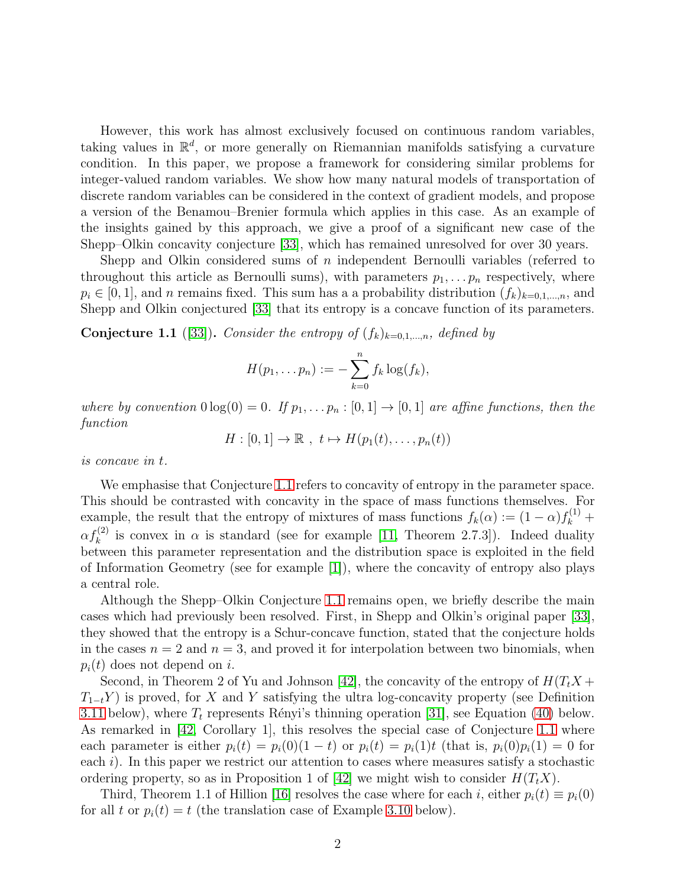However, this work has almost exclusively focused on continuous random variables, taking values in $\mathbb{R}^d$, or more generally on Riemannian manifolds satisfying a curvature condition. In this paper, we propose a framework for considering similar problems for integer-valued random variables. We show how many natural models of transportation of discrete random variables can be considered in the context of gradient models, and propose a version of the Benamou–Brenier formula which applies in this case. As an example of the insights gained by this approach, we give a proof of a significant new case of the Shepp–Olkin concavity conjecture [33], which has remained unresolved for over 30 years.

Shepp and Olkin considered sums of $n$ independent Bernoulli variables (referred to throughout this article as Bernoulli sums), with parameters $p_1, \dots p_n$ respectively, where $p_i \in [0,1]$, and $n$ remains fixed. This sum has a a probability distribution $(f_k)_{k=0,1,\dots,n}$, and Shepp and Olkin conjectured [33] that its entropy is a concave function of its parameters.

**Conjecture 1.1** ([33]). *Consider the entropy of $(f_k)_{k=0,1,\dots,n}$, defined by*

$$H(p_1, \dots p_n) := -\sum_{k=0}^{n} f_k \log(f_k),$$

*where by convention $0\log(0) = 0$. If $p_1, \dots p_n : [0,1] \to [0,1]$ are affine functions, then the function*

$$H : [0,1] \to \mathbb{R}\ ,\ t \mapsto H(p_1(t), \dots, p_n(t))$$

*is concave in $t$.*

We emphasise that Conjecture 1.1 refers to concavity of entropy in the parameter space. This should be contrasted with concavity in the space of mass functions themselves. For example, the result that the entropy of mixtures of mass functions $f_k(\alpha) := (1-\alpha)f_k^{(1)} + \alpha f_k^{(2)}$ is convex in $\alpha$ is standard (see for example [11, Theorem 2.7.3]). Indeed duality between this parameter representation and the distribution space is exploited in the field of Information Geometry (see for example [1]), where the concavity of entropy also plays a central role.

Although the Shepp–Olkin Conjecture 1.1 remains open, we briefly describe the main cases which had previously been resolved. First, in Shepp and Olkin's original paper [33], they showed that the entropy is a Schur-concave function, stated that the conjecture holds in the cases $n = 2$ and $n = 3$, and proved it for interpolation between two binomials, when $p_i(t)$ does not depend on $i$.

Second, in Theorem 2 of Yu and Johnson [42], the concavity of the entropy of $H(T_tX + T_{1-t}Y)$ is proved, for $X$ and $Y$ satisfying the ultra log-concavity property (see Definition 3.11 below), where $T_t$ represents Rényi's thinning operation [31], see Equation (40) below. As remarked in [42, Corollary 1], this resolves the special case of Conjecture 1.1 where each parameter is either $p_i(t) = p_i(0)(1-t)$ or $p_i(t) = p_i(1)t$ (that is, $p_i(0)p_i(1) = 0$ for each $i$). In this paper we restrict our attention to cases where measures satisfy a stochastic ordering property, so as in Proposition 1 of [42] we might wish to consider $H(T_tX)$.

Third, Theorem 1.1 of Hillion [16] resolves the case where for each $i$, either $p_i(t) \equiv p_i(0)$ for all $t$ or $p_i(t) = t$ (the translation case of Example 3.10 below).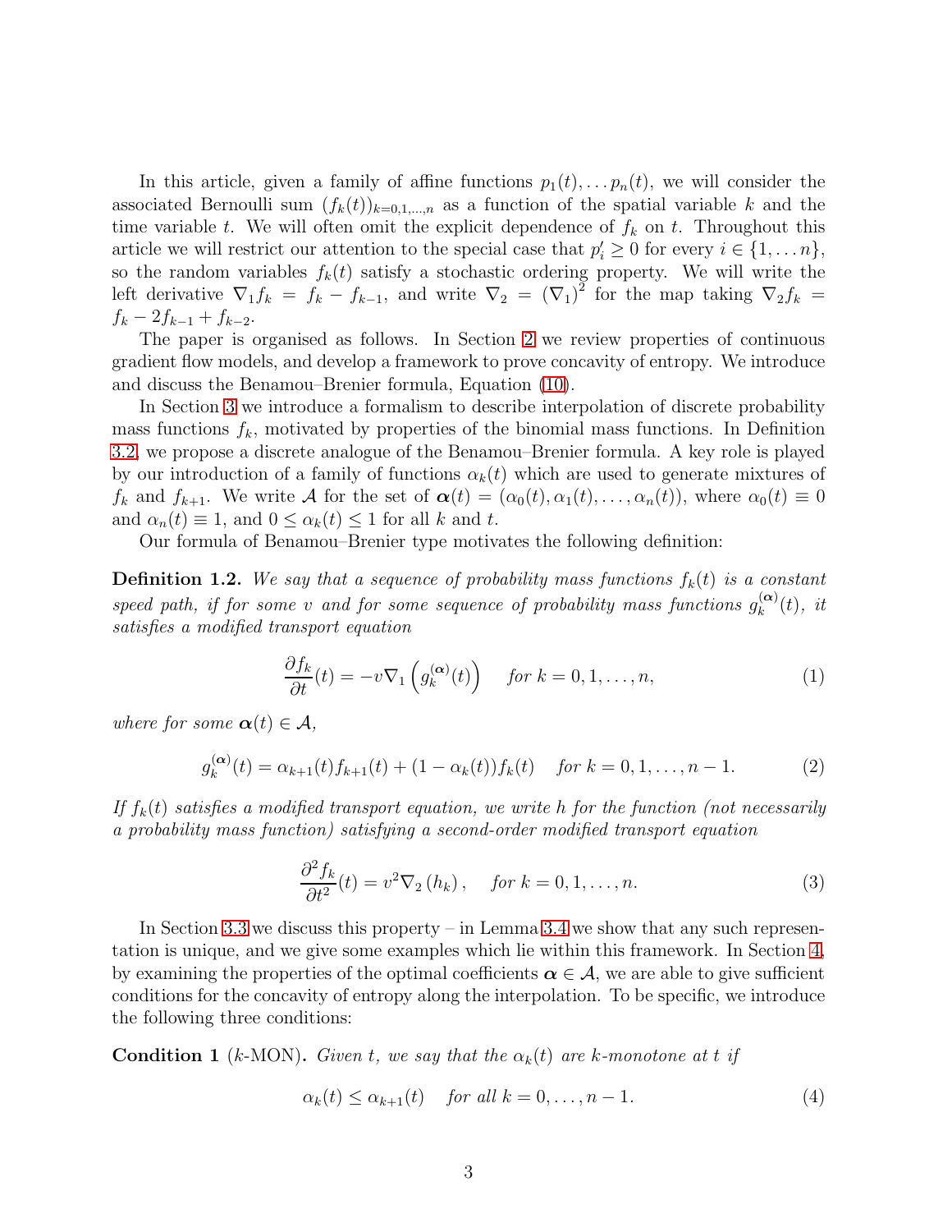In this article, given a family of affine functions $p_1(t), \dots p_n(t)$, we will consider the associated Bernoulli sum $(f_k(t))_{k=0,1,\dots,n}$ as a function of the spatial variable $k$ and the time variable $t$. We will often omit the explicit dependence of $f_k$ on $t$. Throughout this article we will restrict our attention to the special case that $p_i' \geq 0$ for every $i \in \{1, \dots n\}$, so the random variables $f_k(t)$ satisfy a stochastic ordering property. We will write the left derivative $\nabla_1 f_k = f_k - f_{k-1}$, and write $\nabla_2 = (\nabla_1)^2$ for the map taking $\nabla_2 f_k = f_k - 2f_{k-1} + f_{k-2}$.

The paper is organised as follows. In Section 2 we review properties of continuous gradient flow models, and develop a framework to prove concavity of entropy. We introduce and discuss the Benamou–Brenier formula, Equation (10).

In Section 3 we introduce a formalism to describe interpolation of discrete probability mass functions $f_k$, motivated by properties of the binomial mass functions. In Definition 3.2, we propose a discrete analogue of the Benamou–Brenier formula. A key role is played by our introduction of a family of functions $\alpha_k(t)$ which are used to generate mixtures of $f_k$ and $f_{k+1}$. We write $\mathcal{A}$ for the set of $\boldsymbol{\alpha}(t) = (\alpha_0(t), \alpha_1(t), \dots, \alpha_n(t))$, where $\alpha_0(t) \equiv 0$ and $\alpha_n(t) \equiv 1$, and $0 \leq \alpha_k(t) \leq 1$ for all $k$ and $t$.

Our formula of Benamou–Brenier type motivates the following definition:

**Definition 1.2.** *We say that a sequence of probability mass functions $f_k(t)$ is a constant speed path, if for some $v$ and for some sequence of probability mass functions $g_k^{(\boldsymbol{\alpha})}(t)$, it satisfies a modified transport equation*

$$\frac{\partial f_k}{\partial t}(t) = -v \nabla_1 \left( g_k^{(\boldsymbol{\alpha})}(t) \right) \quad \text{for } k = 0, 1, \dots, n, \tag{1}$$

*where for some $\boldsymbol{\alpha}(t) \in \mathcal{A}$,*

$$g_k^{(\boldsymbol{\alpha})}(t) = \alpha_{k+1}(t) f_{k+1}(t) + (1 - \alpha_k(t)) f_k(t) \quad \text{for } k = 0, 1, \dots, n-1. \tag{2}$$

*If $f_k(t)$ satisfies a modified transport equation, we write $h$ for the function (not necessarily a probability mass function) satisfying a second-order modified transport equation*

$$\frac{\partial^2 f_k}{\partial t^2}(t) = v^2 \nabla_2 (h_k), \quad \text{for } k = 0, 1, \dots, n. \tag{3}$$

In Section 3.3 we discuss this property – in Lemma 3.4 we show that any such representation is unique, and we give some examples which lie within this framework. In Section 4, by examining the properties of the optimal coefficients $\boldsymbol{\alpha} \in \mathcal{A}$, we are able to give sufficient conditions for the concavity of entropy along the interpolation. To be specific, we introduce the following three conditions:

**Condition 1** ($k$-MON)**.** *Given $t$, we say that the $\alpha_k(t)$ are $k$-monotone at $t$ if*

$$\alpha_k(t) \leq \alpha_{k+1}(t) \quad \text{for all } k = 0, \dots, n-1. \tag{4}$$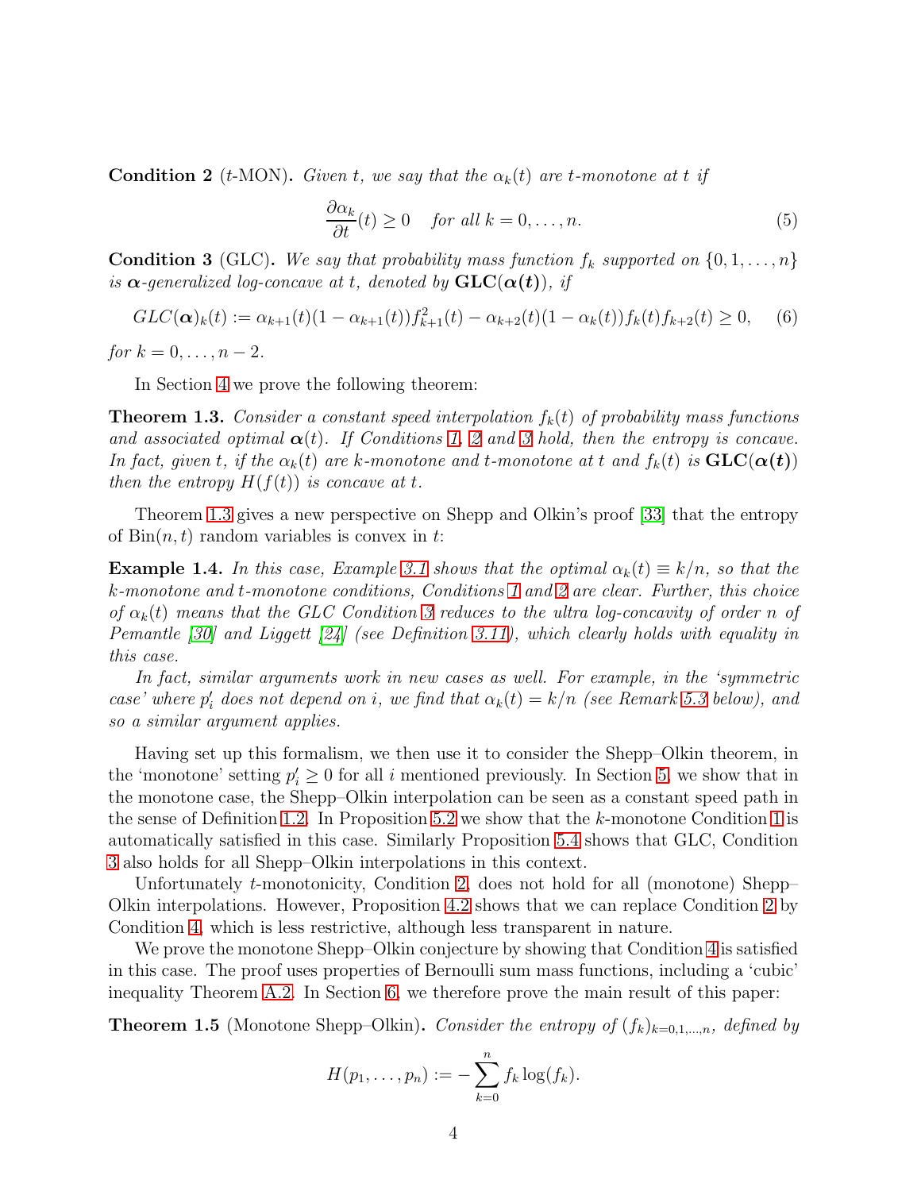**Condition 2** ($t$-MON)**.** *Given $t$, we say that the $\alpha_k(t)$ are $t$-monotone at $t$ if*

$$\frac{\partial \alpha_k}{\partial t}(t) \geq 0 \quad \text{for all } k = 0, \ldots, n. \tag{5}$$

**Condition 3** (GLC)**.** *We say that probability mass function $f_k$ supported on $\{0, 1, \ldots, n\}$ is $\boldsymbol{\alpha}$-generalized log-concave at $t$, denoted by $\mathbf{GLC}(\boldsymbol{\alpha}(t))$, if*

$$GLC(\boldsymbol{\alpha})_k(t) := \alpha_{k+1}(t)(1 - \alpha_{k+1}(t)) f_{k+1}^2(t) - \alpha_{k+2}(t)(1 - \alpha_k(t)) f_k(t) f_{k+2}(t) \geq 0, \tag{6}$$

*for $k = 0, \ldots, n-2$.*

In Section 4 we prove the following theorem:

**Theorem 1.3.** *Consider a constant speed interpolation $f_k(t)$ of probability mass functions and associated optimal $\boldsymbol{\alpha}(t)$. If Conditions 1, 2 and 3 hold, then the entropy is concave. In fact, given $t$, if the $\alpha_k(t)$ are $k$-monotone and $t$-monotone at $t$ and $f_k(t)$ is $\mathbf{GLC}(\boldsymbol{\alpha}(t))$ then the entropy $H(f(t))$ is concave at $t$.*

Theorem 1.3 gives a new perspective on Shepp and Olkin's proof [33] that the entropy of $\mathrm{Bin}(n, t)$ random variables is convex in $t$:

**Example 1.4.** *In this case, Example 3.1 shows that the optimal $\alpha_k(t) \equiv k/n$, so that the $k$-monotone and $t$-monotone conditions, Conditions 1 and 2 are clear. Further, this choice of $\alpha_k(t)$ means that the GLC Condition 3 reduces to the ultra log-concavity of order $n$ of Pemantle [30] and Liggett [24] (see Definition 3.11), which clearly holds with equality in this case.*

*In fact, similar arguments work in new cases as well. For example, in the 'symmetric case' where $p_i'$ does not depend on $i$, we find that $\alpha_k(t) = k/n$ (see Remark 5.3 below), and so a similar argument applies.*

Having set up this formalism, we then use it to consider the Shepp–Olkin theorem, in the 'monotone' setting $p_i' \geq 0$ for all $i$ mentioned previously. In Section 5, we show that in the monotone case, the Shepp–Olkin interpolation can be seen as a constant speed path in the sense of Definition 1.2. In Proposition 5.2 we show that the $k$-monotone Condition 1 is automatically satisfied in this case. Similarly Proposition 5.4 shows that GLC, Condition 3 also holds for all Shepp–Olkin interpolations in this context.

Unfortunately $t$-monotonicity, Condition 2, does not hold for all (monotone) Shepp–Olkin interpolations. However, Proposition 4.2 shows that we can replace Condition 2 by Condition 4, which is less restrictive, although less transparent in nature.

We prove the monotone Shepp–Olkin conjecture by showing that Condition 4 is satisfied in this case. The proof uses properties of Bernoulli sum mass functions, including a 'cubic' inequality Theorem A.2. In Section 6, we therefore prove the main result of this paper:

**Theorem 1.5** (Monotone Shepp–Olkin)**.** *Consider the entropy of $(f_k)_{k=0,1,\ldots,n}$, defined by*

$$H(p_1, \ldots, p_n) := -\sum_{k=0}^{n} f_k \log(f_k).$$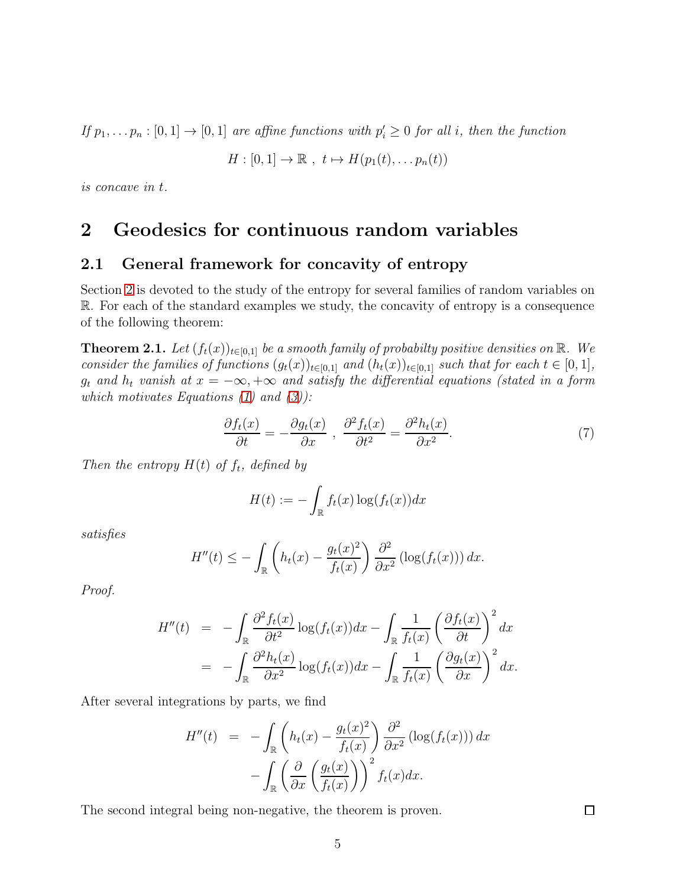*If $p_1, \dots p_n : [0,1] \to [0,1]$ are affine functions with $p_i' \geq 0$ for all $i$, then the function*

$$H : [0,1] \to \mathbb{R} \ , \ t \mapsto H(p_1(t), \dots p_n(t))$$

*is concave in $t$.*

# 2 Geodesics for continuous random variables

## 2.1 General framework for concavity of entropy

Section 2 is devoted to the study of the entropy for several families of random variables on $\mathbb{R}$. For each of the standard examples we study, the concavity of entropy is a consequence of the following theorem:

**Theorem 2.1.** *Let $(f_t(x))_{t\in[0,1]}$ be a smooth family of probabilty positive densities on $\mathbb{R}$. We consider the families of functions $(g_t(x))_{t\in[0,1]}$ and $(h_t(x))_{t\in[0,1]}$ such that for each $t \in [0,1]$, $g_t$ and $h_t$ vanish at $x = -\infty, +\infty$ and satisfy the differential equations (stated in a form which motivates Equations (1) and (3)):*

$$\frac{\partial f_t(x)}{\partial t} = -\frac{\partial g_t(x)}{\partial x} \ , \ \frac{\partial^2 f_t(x)}{\partial t^2} = \frac{\partial^2 h_t(x)}{\partial x^2}. \tag{7}$$

*Then the entropy $H(t)$ of $f_t$, defined by*

$$H(t) := -\int_{\mathbb{R}} f_t(x) \log(f_t(x)) dx$$

*satisfies*

$$H''(t) \leq -\int_{\mathbb{R}} \left( h_t(x) - \frac{g_t(x)^2}{f_t(x)} \right) \frac{\partial^2}{\partial x^2} \left( \log(f_t(x)) \right) dx.$$

*Proof.*

$$\begin{aligned} H''(t) &= -\int_{\mathbb{R}} \frac{\partial^2 f_t(x)}{\partial t^2} \log(f_t(x)) dx - \int_{\mathbb{R}} \frac{1}{f_t(x)} \left( \frac{\partial f_t(x)}{\partial t} \right)^2 dx \\ &= -\int_{\mathbb{R}} \frac{\partial^2 h_t(x)}{\partial x^2} \log(f_t(x)) dx - \int_{\mathbb{R}} \frac{1}{f_t(x)} \left( \frac{\partial g_t(x)}{\partial x} \right)^2 dx. \end{aligned}$$

After several integrations by parts, we find

$$\begin{aligned} H''(t) &= -\int_{\mathbb{R}} \left( h_t(x) - \frac{g_t(x)^2}{f_t(x)} \right) \frac{\partial^2}{\partial x^2} \left( \log(f_t(x)) \right) dx \\ &\quad - \int_{\mathbb{R}} \left( \frac{\partial}{\partial x} \left( \frac{g_t(x)}{f_t(x)} \right) \right)^2 f_t(x) dx. \end{aligned}$$

The second integral being non-negative, the theorem is proven. ∎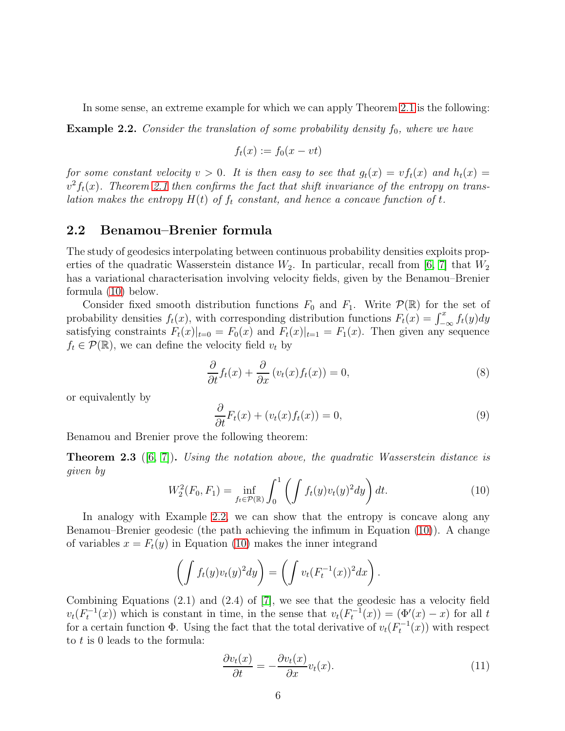In some sense, an extreme example for which we can apply Theorem 2.1 is the following:

**Example 2.2.** *Consider the translation of some probability density $f_0$, where we have*

$$f_t(x) := f_0(x - vt)$$

*for some constant velocity $v > 0$. It is then easy to see that $g_t(x) = vf_t(x)$ and $h_t(x) = v^2 f_t(x)$. Theorem 2.1 then confirms the fact that shift invariance of the entropy on translation makes the entropy $H(t)$ of $f_t$ constant, and hence a concave function of $t$.*

## 2.2 Benamou–Brenier formula

The study of geodesics interpolating between continuous probability densities exploits properties of the quadratic Wasserstein distance $W_2$. In particular, recall from [6, 7] that $W_2$ has a variational characterisation involving velocity fields, given by the Benamou–Brenier formula (10) below.

Consider fixed smooth distribution functions $F_0$ and $F_1$. Write $\mathcal{P}(\mathbb{R})$ for the set of probability densities $f_t(x)$, with corresponding distribution functions $F_t(x) = \int_{-\infty}^x f_t(y)dy$ satisfying constraints $F_t(x)|_{t=0} = F_0(x)$ and $F_t(x)|_{t=1} = F_1(x)$. Then given any sequence $f_t \in \mathcal{P}(\mathbb{R})$, we can define the velocity field $v_t$ by

$$\frac{\partial}{\partial t} f_t(x) + \frac{\partial}{\partial x}\left(v_t(x) f_t(x)\right) = 0, \tag{8}$$

or equivalently by

$$\frac{\partial}{\partial t} F_t(x) + \left(v_t(x) f_t(x)\right) = 0, \tag{9}$$

Benamou and Brenier prove the following theorem:

**Theorem 2.3** ([6, 7])**.** *Using the notation above, the quadratic Wasserstein distance is given by*

$$W_2^2(F_0, F_1) = \inf_{f_t \in \mathcal{P}(\mathbb{R})} \int_0^1 \left( \int f_t(y) v_t(y)^2 dy \right) dt. \tag{10}$$

In analogy with Example 2.2, we can show that the entropy is concave along any Benamou–Brenier geodesic (the path achieving the infimum in Equation (10)). A change of variables $x = F_t(y)$ in Equation (10) makes the inner integrand

$$\left( \int f_t(y) v_t(y)^2 dy \right) = \left( \int v_t(F_t^{-1}(x))^2 dx \right).$$

Combining Equations (2.1) and (2.4) of [7], we see that the geodesic has a velocity field $v_t(F_t^{-1}(x))$ which is constant in time, in the sense that $v_t(F_t^{-1}(x)) = (\Phi'(x) - x)$ for all $t$ for a certain function $\Phi$. Using the fact that the total derivative of $v_t(F_t^{-1}(x))$ with respect to $t$ is 0 leads to the formula:

$$\frac{\partial v_t(x)}{\partial t} = -\frac{\partial v_t(x)}{\partial x} v_t(x). \tag{11}$$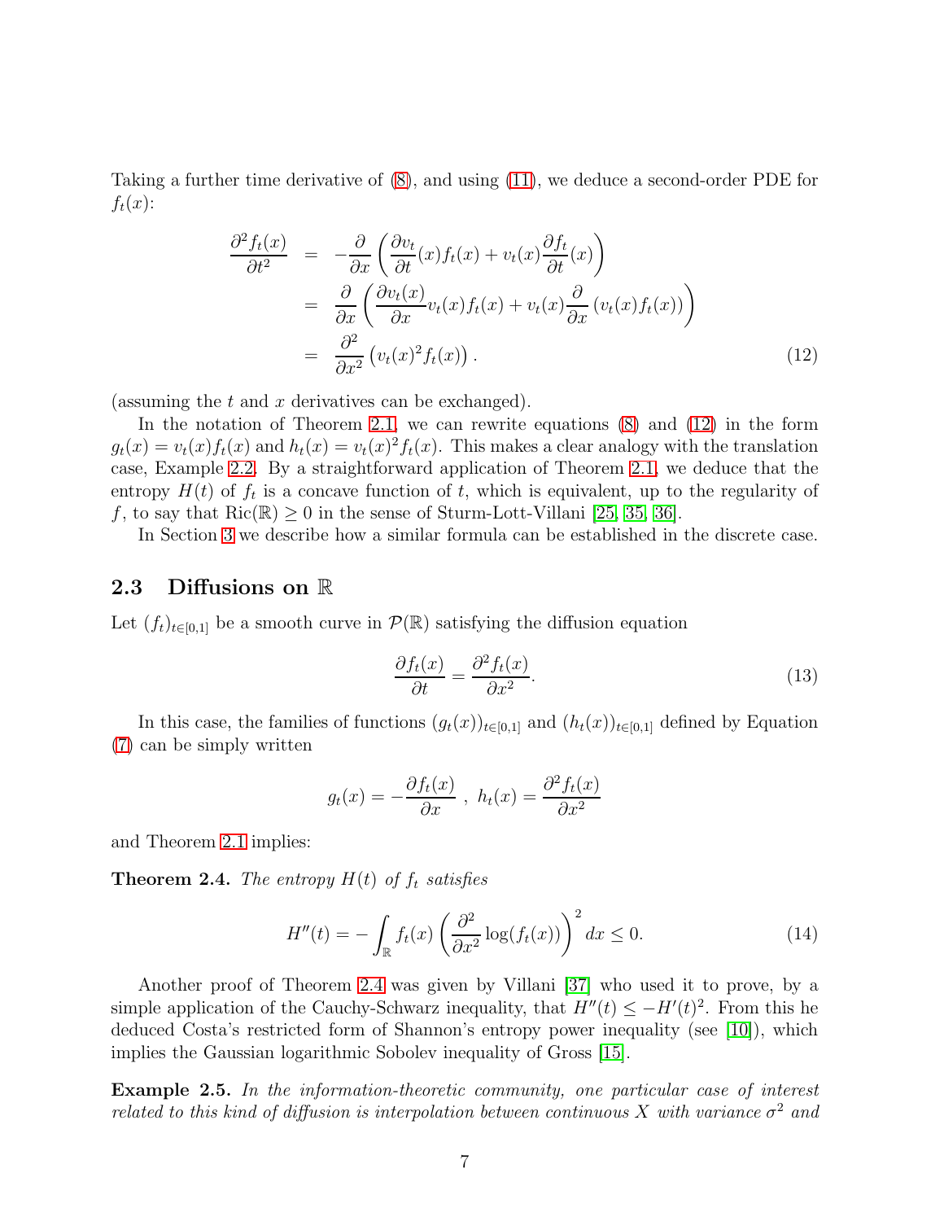Taking a further time derivative of (8), and using (11), we deduce a second-order PDE for $f_t(x)$:

$$
\begin{aligned}
\frac{\partial^2 f_t(x)}{\partial t^2} &= -\frac{\partial}{\partial x}\left(\frac{\partial v_t}{\partial t}(x) f_t(x) + v_t(x)\frac{\partial f_t}{\partial t}(x)\right) \\
&= \frac{\partial}{\partial x}\left(\frac{\partial v_t(x)}{\partial x} v_t(x) f_t(x) + v_t(x)\frac{\partial}{\partial x}\left(v_t(x) f_t(x)\right)\right) \\
&= \frac{\partial^2}{\partial x^2}\left(v_t(x)^2 f_t(x)\right). \qquad (12)
\end{aligned}
$$

(assuming the $t$ and $x$ derivatives can be exchanged).

In the notation of Theorem 2.1, we can rewrite equations (8) and (12) in the form $g_t(x) = v_t(x) f_t(x)$ and $h_t(x) = v_t(x)^2 f_t(x)$. This makes a clear analogy with the translation case, Example 2.2. By a straightforward application of Theorem 2.1, we deduce that the entropy $H(t)$ of $f_t$ is a concave function of $t$, which is equivalent, up to the regularity of $f$, to say that $\mathrm{Ric}(\mathbb{R}) \geq 0$ in the sense of Sturm-Lott-Villani [25, 35, 36].

In Section 3 we describe how a similar formula can be established in the discrete case.

### 2.3 Diffusions on $\mathbb{R}$

Let $(f_t)_{t\in[0,1]}$ be a smooth curve in $\mathcal{P}(\mathbb{R})$ satisfying the diffusion equation

$$
\frac{\partial f_t(x)}{\partial t} = \frac{\partial^2 f_t(x)}{\partial x^2}. \qquad (13)
$$

In this case, the families of functions $(g_t(x))_{t\in[0,1]}$ and $(h_t(x))_{t\in[0,1]}$ defined by Equation (7) can be simply written

$$
g_t(x) = -\frac{\partial f_t(x)}{\partial x} \ , \ h_t(x) = \frac{\partial^2 f_t(x)}{\partial x^2}
$$

and Theorem 2.1 implies:

**Theorem 2.4.** *The entropy $H(t)$ of $f_t$ satisfies*

$$
H''(t) = -\int_{\mathbb{R}} f_t(x)\left(\frac{\partial^2}{\partial x^2}\log(f_t(x))\right)^2 dx \leq 0. \qquad (14)
$$

Another proof of Theorem 2.4 was given by Villani [37] who used it to prove, by a simple application of the Cauchy-Schwarz inequality, that $H''(t) \leq -H'(t)^2$. From this he deduced Costa's restricted form of Shannon's entropy power inequality (see [10]), which implies the Gaussian logarithmic Sobolev inequality of Gross [15].

**Example 2.5.** *In the information-theoretic community, one particular case of interest related to this kind of diffusion is interpolation between continuous $X$ with variance $\sigma^2$ and*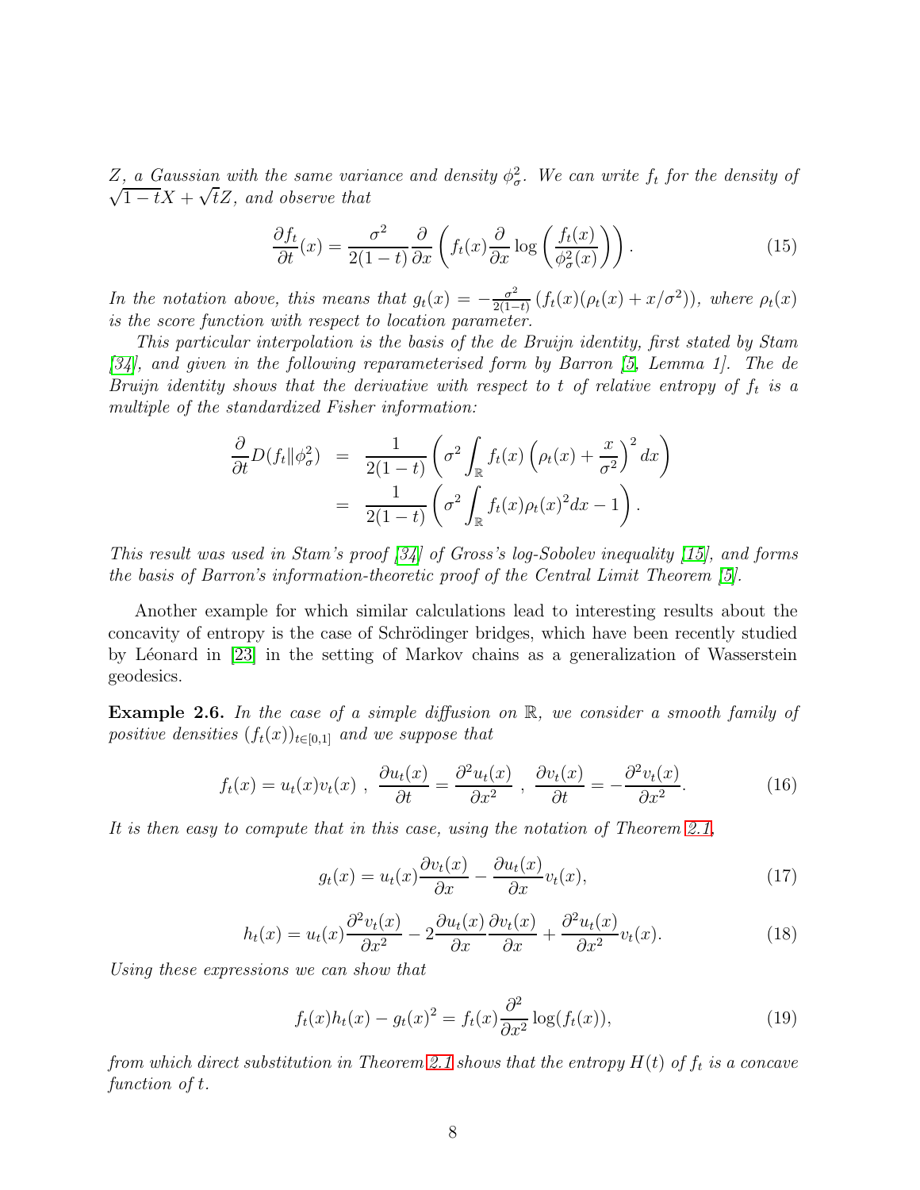*$Z$, a Gaussian with the same variance and density $\phi_\sigma^2$. We can write $f_t$ for the density of $\sqrt{1-t}X + \sqrt{t}Z$, and observe that*

$$\frac{\partial f_t}{\partial t}(x) = \frac{\sigma^2}{2(1-t)} \frac{\partial}{\partial x} \left( f_t(x) \frac{\partial}{\partial x} \log \left( \frac{f_t(x)}{\phi_\sigma^2(x)} \right) \right). \tag{15}$$

*In the notation above, this means that $g_t(x) = -\frac{\sigma^2}{2(1-t)} \left( f_t(x)(\rho_t(x) + x/\sigma^2) \right)$, where $\rho_t(x)$ is the score function with respect to location parameter.*

*This particular interpolation is the basis of the de Bruijn identity, first stated by Stam [34], and given in the following reparameterised form by Barron [5, Lemma 1]. The de Bruijn identity shows that the derivative with respect to $t$ of relative entropy of $f_t$ is a multiple of the standardized Fisher information:*

$$\begin{aligned} \frac{\partial}{\partial t} D(f_t \| \phi_\sigma^2) &= \frac{1}{2(1-t)} \left( \sigma^2 \int_{\mathbb{R}} f_t(x) \left( \rho_t(x) + \frac{x}{\sigma^2} \right)^2 dx \right) \\ &= \frac{1}{2(1-t)} \left( \sigma^2 \int_{\mathbb{R}} f_t(x) \rho_t(x)^2 dx - 1 \right). \end{aligned}$$

*This result was used in Stam's proof [34] of Gross's log-Sobolev inequality [15], and forms the basis of Barron's information-theoretic proof of the Central Limit Theorem [5].*

Another example for which similar calculations lead to interesting results about the concavity of entropy is the case of Schrödinger bridges, which have been recently studied by Léonard in [23] in the setting of Markov chains as a generalization of Wasserstein geodesics.

**Example 2.6.** *In the case of a simple diffusion on $\mathbb{R}$, we consider a smooth family of positive densities $(f_t(x))_{t\in[0,1]}$ and we suppose that*

$$f_t(x) = u_t(x) v_t(x) \ , \ \frac{\partial u_t(x)}{\partial t} = \frac{\partial^2 u_t(x)}{\partial x^2} \ , \ \frac{\partial v_t(x)}{\partial t} = -\frac{\partial^2 v_t(x)}{\partial x^2}. \tag{16}$$

*It is then easy to compute that in this case, using the notation of Theorem 2.1,*

$$g_t(x) = u_t(x) \frac{\partial v_t(x)}{\partial x} - \frac{\partial u_t(x)}{\partial x} v_t(x), \tag{17}$$

$$h_t(x) = u_t(x) \frac{\partial^2 v_t(x)}{\partial x^2} - 2 \frac{\partial u_t(x)}{\partial x} \frac{\partial v_t(x)}{\partial x} + \frac{\partial^2 u_t(x)}{\partial x^2} v_t(x). \tag{18}$$

*Using these expressions we can show that*

$$f_t(x) h_t(x) - g_t(x)^2 = f_t(x) \frac{\partial^2}{\partial x^2} \log(f_t(x)), \tag{19}$$

*from which direct substitution in Theorem 2.1 shows that the entropy $H(t)$ of $f_t$ is a concave function of $t$.*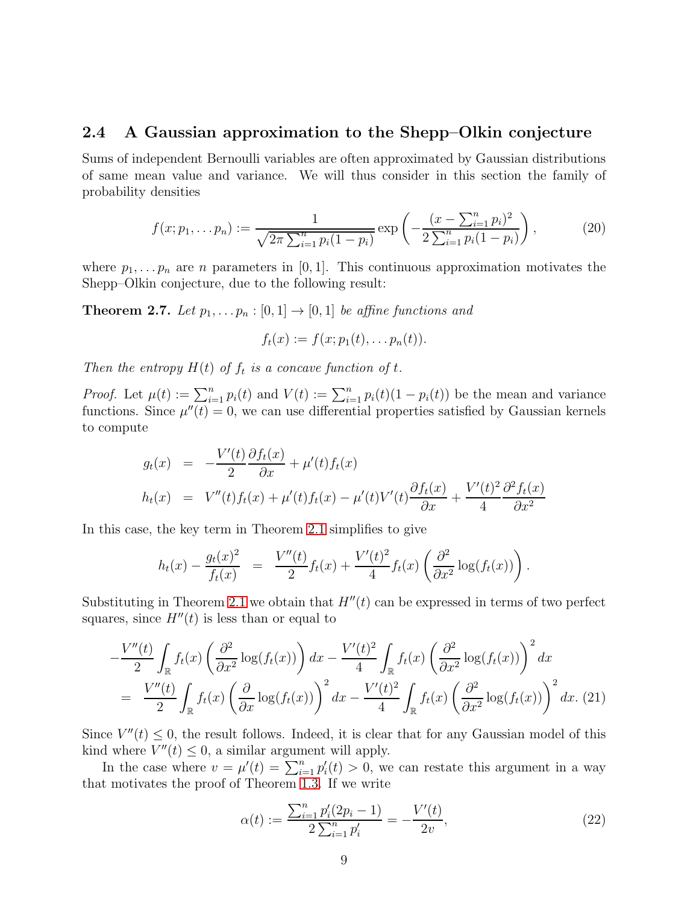## 2.4 A Gaussian approximation to the Shepp–Olkin conjecture

Sums of independent Bernoulli variables are often approximated by Gaussian distributions of same mean value and variance. We will thus consider in this section the family of probability densities

$$f(x; p_1, \dots p_n) := \frac{1}{\sqrt{2\pi \sum_{i=1}^n p_i(1-p_i)}} \exp\left( -\frac{(x - \sum_{i=1}^n p_i)^2}{2 \sum_{i=1}^n p_i(1-p_i)} \right), \tag{20}$$

where $p_1, \dots p_n$ are $n$ parameters in $[0,1]$. This continuous approximation motivates the Shepp–Olkin conjecture, due to the following result:

**Theorem 2.7.** *Let $p_1, \dots p_n : [0,1] \to [0,1]$ be affine functions and*

$$f_t(x) := f(x; p_1(t), \dots p_n(t)).$$

*Then the entropy $H(t)$ of $f_t$ is a concave function of $t$.*

*Proof.* Let $\mu(t) := \sum_{i=1}^n p_i(t)$ and $V(t) := \sum_{i=1}^n p_i(t)(1-p_i(t))$ be the mean and variance functions. Since $\mu''(t) = 0$, we can use differential properties satisfied by Gaussian kernels to compute

$$\begin{aligned}
g_t(x) &= -\frac{V'(t)}{2} \frac{\partial f_t(x)}{\partial x} + \mu'(t) f_t(x) \\
h_t(x) &= V''(t) f_t(x) + \mu'(t) f_t(x) - \mu'(t) V'(t) \frac{\partial f_t(x)}{\partial x} + \frac{V'(t)^2}{4} \frac{\partial^2 f_t(x)}{\partial x^2}
\end{aligned}$$

In this case, the key term in Theorem 2.1 simplifies to give

$$h_t(x) - \frac{g_t(x)^2}{f_t(x)} = \frac{V''(t)}{2} f_t(x) + \frac{V'(t)^2}{4} f_t(x) \left( \frac{\partial^2}{\partial x^2} \log(f_t(x)) \right).$$

Substituting in Theorem 2.1 we obtain that $H''(t)$ can be expressed in terms of two perfect squares, since $H''(t)$ is less than or equal to

$$\begin{aligned}
&-\frac{V''(t)}{2} \int_{\mathbb{R}} f_t(x) \left( \frac{\partial^2}{\partial x^2} \log(f_t(x)) \right) dx - \frac{V'(t)^2}{4} \int_{\mathbb{R}} f_t(x) \left( \frac{\partial^2}{\partial x^2} \log(f_t(x)) \right)^2 dx \\
&= \frac{V''(t)}{2} \int_{\mathbb{R}} f_t(x) \left( \frac{\partial}{\partial x} \log(f_t(x)) \right)^2 dx - \frac{V'(t)^2}{4} \int_{\mathbb{R}} f_t(x) \left( \frac{\partial^2}{\partial x^2} \log(f_t(x)) \right)^2 dx. \quad (21)
\end{aligned}$$

Since $V''(t) \leq 0$, the result follows. Indeed, it is clear that for any Gaussian model of this kind where $V''(t) \leq 0$, a similar argument will apply.

In the case where $v = \mu'(t) = \sum_{i=1}^n p_i'(t) > 0$, we can restate this argument in a way that motivates the proof of Theorem 1.3. If we write

$$\alpha(t) := \frac{\sum_{i=1}^n p_i'(2p_i - 1)}{2 \sum_{i=1}^n p_i'} = -\frac{V'(t)}{2v}, \tag{22}$$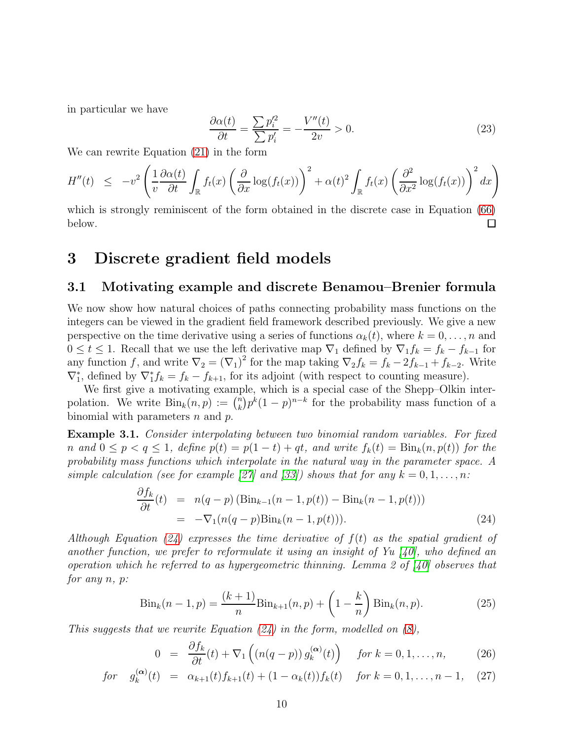in particular we have

$$\frac{\partial \alpha(t)}{\partial t} = \frac{\sum p_i'^2}{\sum p_i'} = -\frac{V''(t)}{2v} > 0. \tag{23}$$

We can rewrite Equation (21) in the form

$$H''(t) \leq -v^2 \left( \frac{1}{v} \frac{\partial \alpha(t)}{\partial t} \int_{\mathbb{R}} f_t(x) \left( \frac{\partial}{\partial x} \log(f_t(x)) \right)^2 + \alpha(t)^2 \int_{\mathbb{R}} f_t(x) \left( \frac{\partial^2}{\partial x^2} \log(f_t(x)) \right)^2 dx \right)$$

which is strongly reminiscent of the form obtained in the discrete case in Equation (66) below. □

# 3 Discrete gradient field models

## 3.1 Motivating example and discrete Benamou–Brenier formula

We now show how natural choices of paths connecting probability mass functions on the integers can be viewed in the gradient field framework described previously. We give a new perspective on the time derivative using a series of functions $\alpha_k(t)$, where $k = 0, \ldots, n$ and $0 \leq t \leq 1$. Recall that we use the left derivative map $\nabla_1$ defined by $\nabla_1 f_k = f_k - f_{k-1}$ for any function $f$, and write $\nabla_2 = (\nabla_1)^2$ for the map taking $\nabla_2 f_k = f_k - 2f_{k-1} + f_{k-2}$. Write $\nabla_1^*$, defined by $\nabla_1^* f_k = f_k - f_{k+1}$, for its adjoint (with respect to counting measure).

We first give a motivating example, which is a special case of the Shepp–Olkin interpolation. We write $\mathrm{Bin}_k(n,p) := \binom{n}{k} p^k (1-p)^{n-k}$ for the probability mass function of a binomial with parameters $n$ and $p$.

**Example 3.1.** *Consider interpolating between two binomial random variables. For fixed $n$ and $0 \leq p < q \leq 1$, define $p(t) = p(1-t) + qt$, and write $f_k(t) = \mathrm{Bin}_k(n, p(t))$ for the probability mass functions which interpolate in the natural way in the parameter space. A simple calculation (see for example [27] and [33]) shows that for any $k = 0, 1, \ldots, n$:*

$$\begin{aligned}
\frac{\partial f_k}{\partial t}(t) &= n(q-p)\left(\mathrm{Bin}_{k-1}(n-1, p(t)) - \mathrm{Bin}_k(n-1, p(t))\right) \\
&= -\nabla_1 (n(q-p)\mathrm{Bin}_k(n-1, p(t))).
\end{aligned} \tag{24}$$

*Although Equation (24) expresses the time derivative of $f(t)$ as the spatial gradient of another function, we prefer to reformulate it using an insight of Yu [40], who defined an operation which he referred to as hypergeometric thinning. Lemma 2 of [40] observes that for any $n$, $p$:*

$$\mathrm{Bin}_k(n-1, p) = \frac{(k+1)}{n} \mathrm{Bin}_{k+1}(n,p) + \left(1 - \frac{k}{n}\right) \mathrm{Bin}_k(n,p). \tag{25}$$

*This suggests that we rewrite Equation (24) in the form, modelled on (8),*

$$0 = \frac{\partial f_k}{\partial t}(t) + \nabla_1 \left( (n(q-p))\, g_k^{(\boldsymbol{\alpha})}(t) \right) \quad \text{for } k = 0, 1, \ldots, n, \tag{26}$$

$$\text{for} \quad g_k^{(\boldsymbol{\alpha})}(t) = \alpha_{k+1}(t) f_{k+1}(t) + (1 - \alpha_k(t)) f_k(t) \quad \text{for } k = 0, 1, \ldots, n-1, \tag{27}$$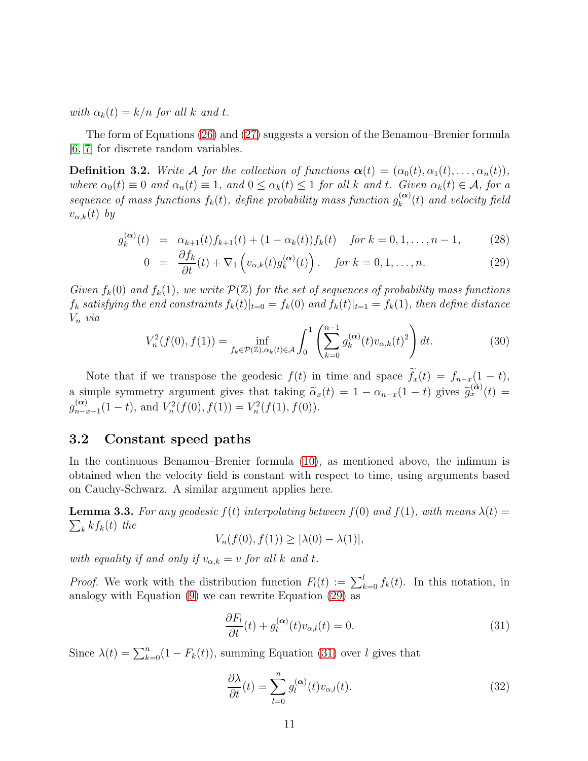*with $\alpha_k(t) = k/n$ for all $k$ and $t$.*

The form of Equations (26) and (27) suggests a version of the Benamou–Brenier formula [6, 7] for discrete random variables.

**Definition 3.2.** *Write $\mathcal{A}$ for the collection of functions $\boldsymbol{\alpha}(t) = (\alpha_0(t), \alpha_1(t), \ldots, \alpha_n(t))$, where $\alpha_0(t) \equiv 0$ and $\alpha_n(t) \equiv 1$, and $0 \leq \alpha_k(t) \leq 1$ for all $k$ and $t$. Given $\alpha_k(t) \in \mathcal{A}$, for a sequence of mass functions $f_k(t)$, define probability mass function $g_k^{(\boldsymbol{\alpha})}(t)$ and velocity field $v_{\alpha,k}(t)$ by*

$$
\begin{aligned}
g_k^{(\boldsymbol{\alpha})}(t) &= \alpha_{k+1}(t) f_{k+1}(t) + (1 - \alpha_k(t)) f_k(t) \quad \text{for } k = 0, 1, \ldots, n-1, \qquad (28)\\
0 &= \frac{\partial f_k}{\partial t}(t) + \nabla_1 \left( v_{\alpha,k}(t) g_k^{(\boldsymbol{\alpha})}(t) \right). \quad \text{for } k = 0, 1, \ldots, n. \qquad (29)
\end{aligned}
$$

*Given $f_k(0)$ and $f_k(1)$, we write $\mathcal{P}(\mathbb{Z})$ for the set of sequences of probability mass functions $f_k$ satisfying the end constraints $f_k(t)|_{t=0} = f_k(0)$ and $f_k(t)|_{t=1} = f_k(1)$, then define distance $V_n$ via*

$$
V_n^2(f(0), f(1)) = \inf_{f_k \in \mathcal{P}(\mathbb{Z}), \alpha_k(t) \in \mathcal{A}} \int_0^1 \left( \sum_{k=0}^{n-1} g_k^{(\boldsymbol{\alpha})}(t) v_{\alpha,k}(t)^2 \right) dt. \qquad (30)
$$

Note that if we transpose the geodesic $f(t)$ in time and space $\widetilde{f}_x(t) = f_{n-x}(1-t)$, a simple symmetry argument gives that taking $\widetilde{\alpha}_x(t) = 1 - \alpha_{n-x}(1-t)$ gives $\widetilde{g}_x^{(\widetilde{\boldsymbol{\alpha}})}(t) = g_{n-x-1}^{(\boldsymbol{\alpha})}(1-t)$, and $V_n^2(f(0), f(1)) = V_n^2(f(1), f(0))$.

## 3.2 Constant speed paths

In the continuous Benamou–Brenier formula (10), as mentioned above, the infimum is obtained when the velocity field is constant with respect to time, using arguments based on Cauchy-Schwarz. A similar argument applies here.

**Lemma 3.3.** *For any geodesic $f(t)$ interpolating between $f(0)$ and $f(1)$, with means $\lambda(t) = \sum_k k f_k(t)$ the*

$$
V_n(f(0), f(1)) \geq |\lambda(0) - \lambda(1)|,
$$

*with equality if and only if $v_{\alpha,k} = v$ for all $k$ and $t$.*

*Proof.* We work with the distribution function $F_l(t) := \sum_{k=0}^{l} f_k(t)$. In this notation, in analogy with Equation (9) we can rewrite Equation (29) as

$$
\frac{\partial F_l}{\partial t}(t) + g_l^{(\boldsymbol{\alpha})}(t) v_{\alpha,l}(t) = 0. \qquad (31)
$$

Since $\lambda(t) = \sum_{k=0}^{n} (1 - F_k(t))$, summing Equation (31) over $l$ gives that

$$
\frac{\partial \lambda}{\partial t}(t) = \sum_{l=0}^{n} g_l^{(\boldsymbol{\alpha})}(t) v_{\alpha,l}(t). \qquad (32)
$$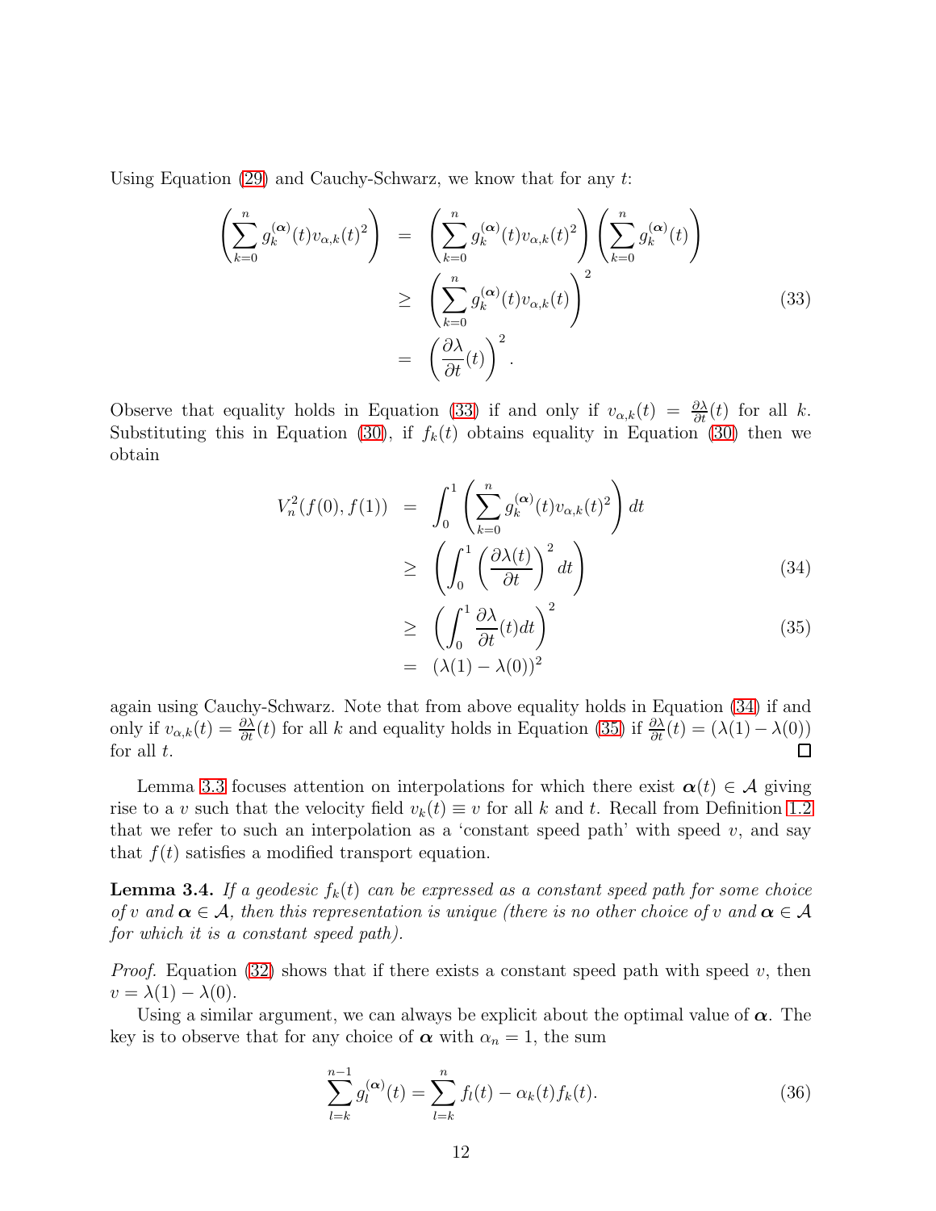Using Equation (29) and Cauchy-Schwarz, we know that for any $t$:

$$
\begin{aligned}
\left( \sum_{k=0}^{n} g_k^{(\boldsymbol{\alpha})}(t) v_{\alpha,k}(t)^2 \right) &= \left( \sum_{k=0}^{n} g_k^{(\boldsymbol{\alpha})}(t) v_{\alpha,k}(t)^2 \right) \left( \sum_{k=0}^{n} g_k^{(\boldsymbol{\alpha})}(t) \right) \\
&\geq \left( \sum_{k=0}^{n} g_k^{(\boldsymbol{\alpha})}(t) v_{\alpha,k}(t) \right)^2 \\
&= \left( \frac{\partial \lambda}{\partial t}(t) \right)^2.
\end{aligned} \tag{33}
$$

Observe that equality holds in Equation (33) if and only if $v_{\alpha,k}(t) = \frac{\partial \lambda}{\partial t}(t)$ for all $k$. Substituting this in Equation (30), if $f_k(t)$ obtains equality in Equation (30) then we obtain

$$
\begin{aligned}
V_n^2(f(0), f(1)) &= \int_0^1 \left( \sum_{k=0}^{n} g_k^{(\boldsymbol{\alpha})}(t) v_{\alpha,k}(t)^2 \right) dt \\
&\geq \left( \int_0^1 \left( \frac{\partial \lambda(t)}{\partial t} \right)^2 dt \right) \qquad (34) \\
&\geq \left( \int_0^1 \frac{\partial \lambda}{\partial t}(t) dt \right)^2 \qquad (35) \\
&= (\lambda(1) - \lambda(0))^2
\end{aligned}
$$

again using Cauchy-Schwarz. Note that from above equality holds in Equation (34) if and only if $v_{\alpha,k}(t) = \frac{\partial \lambda}{\partial t}(t)$ for all $k$ and equality holds in Equation (35) if $\frac{\partial \lambda}{\partial t}(t) = (\lambda(1) - \lambda(0))$ for all $t$. ◻

Lemma 3.3 focuses attention on interpolations for which there exist $\boldsymbol{\alpha}(t) \in \mathcal{A}$ giving rise to a $v$ such that the velocity field $v_k(t) \equiv v$ for all $k$ and $t$. Recall from Definition 1.2 that we refer to such an interpolation as a 'constant speed path' with speed $v$, and say that $f(t)$ satisfies a modified transport equation.

**Lemma 3.4.** *If a geodesic $f_k(t)$ can be expressed as a constant speed path for some choice of $v$ and $\boldsymbol{\alpha} \in \mathcal{A}$, then this representation is unique (there is no other choice of $v$ and $\boldsymbol{\alpha} \in \mathcal{A}$ for which it is a constant speed path).*

*Proof.* Equation (32) shows that if there exists a constant speed path with speed $v$, then $v = \lambda(1) - \lambda(0)$.

Using a similar argument, we can always be explicit about the optimal value of $\boldsymbol{\alpha}$. The key is to observe that for any choice of $\boldsymbol{\alpha}$ with $\alpha_n = 1$, the sum

$$
\sum_{l=k}^{n-1} g_l^{(\boldsymbol{\alpha})}(t) = \sum_{l=k}^{n} f_l(t) - \alpha_k(t) f_k(t). \tag{36}
$$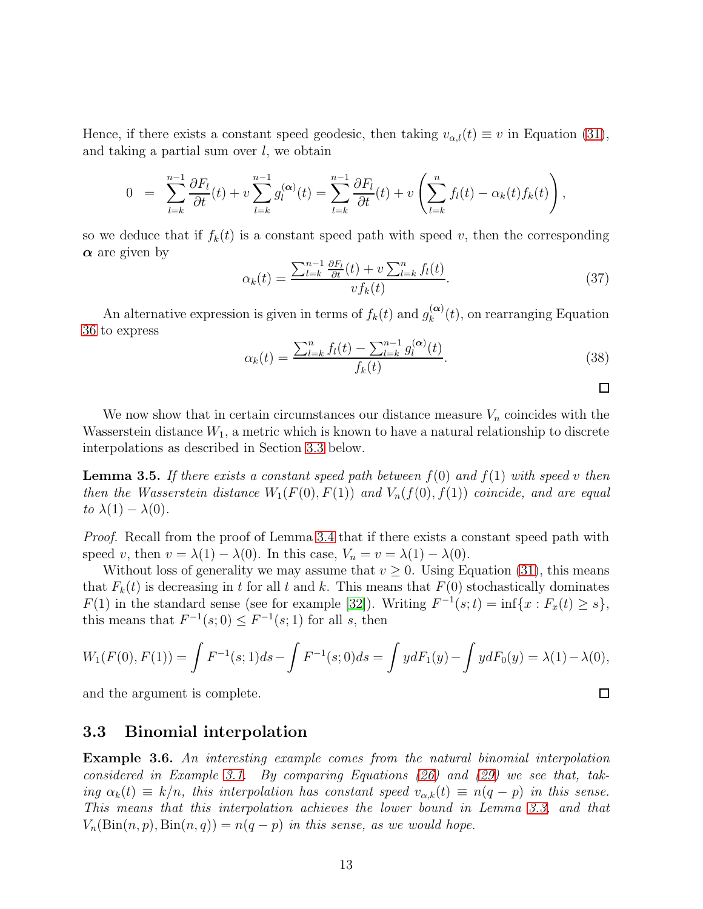Hence, if there exists a constant speed geodesic, then taking $v_{\alpha,l}(t) \equiv v$ in Equation (31), and taking a partial sum over $l$, we obtain

$$0 = \sum_{l=k}^{n-1} \frac{\partial F_l}{\partial t}(t) + v \sum_{l=k}^{n-1} g_l^{(\boldsymbol{\alpha})}(t) = \sum_{l=k}^{n-1} \frac{\partial F_l}{\partial t}(t) + v \left( \sum_{l=k}^{n} f_l(t) - \alpha_k(t) f_k(t) \right),$$

so we deduce that if $f_k(t)$ is a constant speed path with speed $v$, then the corresponding $\boldsymbol{\alpha}$ are given by

$$\alpha_k(t) = \frac{\sum_{l=k}^{n-1} \frac{\partial F_l}{\partial t}(t) + v \sum_{l=k}^{n} f_l(t)}{v f_k(t)}. \tag{37}$$

An alternative expression is given in terms of $f_k(t)$ and $g_k^{(\boldsymbol{\alpha})}(t)$, on rearranging Equation 36 to express

$$\alpha_k(t) = \frac{\sum_{l=k}^{n} f_l(t) - \sum_{l=k}^{n-1} g_l^{(\boldsymbol{\alpha})}(t)}{f_k(t)}. \tag{38}$$

□

We now show that in certain circumstances our distance measure $V_n$ coincides with the Wasserstein distance $W_1$, a metric which is known to have a natural relationship to discrete interpolations as described in Section 3.3 below.

**Lemma 3.5.** *If there exists a constant speed path between $f(0)$ and $f(1)$ with speed $v$ then then the Wasserstein distance $W_1(F(0), F(1))$ and $V_n(f(0), f(1))$ coincide, and are equal to $\lambda(1) - \lambda(0)$.*

*Proof.* Recall from the proof of Lemma 3.4 that if there exists a constant speed path with speed $v$, then $v = \lambda(1) - \lambda(0)$. In this case, $V_n = v = \lambda(1) - \lambda(0)$.

Without loss of generality we may assume that $v \geq 0$. Using Equation (31), this means that $F_k(t)$ is decreasing in $t$ for all $t$ and $k$. This means that $F(0)$ stochastically dominates $F(1)$ in the standard sense (see for example [32]). Writing $F^{-1}(s;t) = \inf\{x : F_x(t) \geq s\}$, this means that $F^{-1}(s;0) \leq F^{-1}(s;1)$ for all $s$, then

$$W_1(F(0), F(1)) = \int F^{-1}(s;1) ds - \int F^{-1}(s;0) ds = \int y dF_1(y) - \int y dF_0(y) = \lambda(1) - \lambda(0),$$

and the argument is complete. □

## 3.3 Binomial interpolation

**Example 3.6.** *An interesting example comes from the natural binomial interpolation considered in Example 3.1. By comparing Equations (26) and (29) we see that, taking $\alpha_k(t) \equiv k/n$, this interpolation has constant speed $v_{\alpha,k}(t) \equiv n(q-p)$ in this sense. This means that this interpolation achieves the lower bound in Lemma 3.3, and that $V_n(\mathrm{Bin}(n,p), \mathrm{Bin}(n,q)) = n(q-p)$ in this sense, as we would hope.*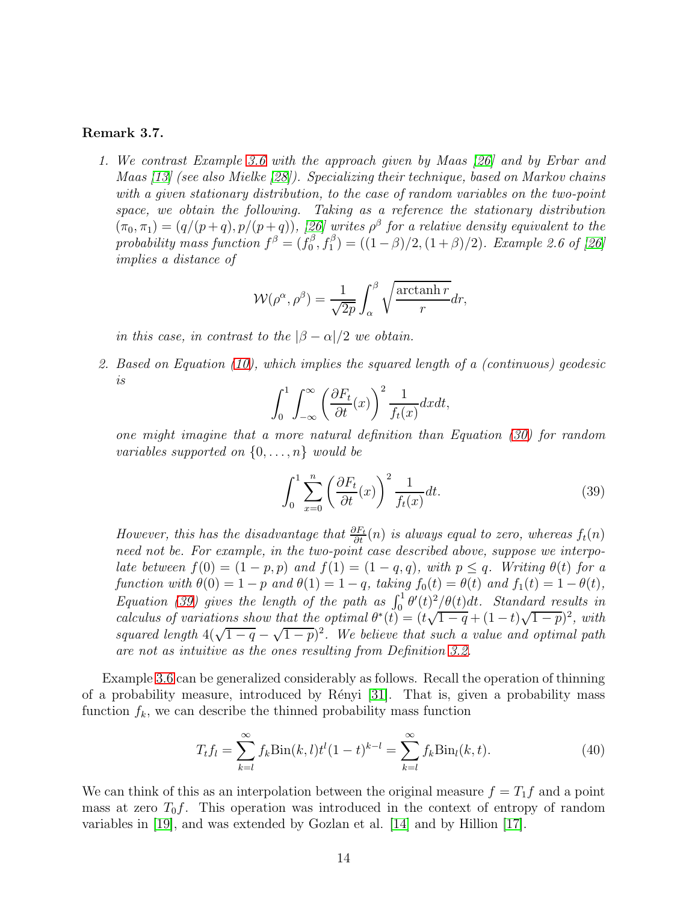**Remark 3.7.**

1. *We contrast Example 3.6 with the approach given by Maas [26] and by Erbar and Maas [13] (see also Mielke [28]). Specializing their technique, based on Markov chains with a given stationary distribution, to the case of random variables on the two-point space, we obtain the following. Taking as a reference the stationary distribution $(\pi_0, \pi_1) = (q/(p+q), p/(p+q))$, [26] writes $\rho^\beta$ for a relative density equivalent to the probability mass function $f^\beta = (f_0^\beta, f_1^\beta) = ((1-\beta)/2, (1+\beta)/2)$. Example 2.6 of [26] implies a distance of*

$$\mathcal{W}(\rho^\alpha, \rho^\beta) = \frac{1}{\sqrt{2p}} \int_\alpha^\beta \sqrt{\frac{\operatorname{arctanh} r}{r}} dr,$$

   *in this case, in contrast to the $|\beta - \alpha|/2$ we obtain.*

2. *Based on Equation (10), which implies the squared length of a (continuous) geodesic is*

$$\int_0^1 \int_{-\infty}^{\infty} \left( \frac{\partial F_t}{\partial t}(x) \right)^2 \frac{1}{f_t(x)} dx dt,$$

   *one might imagine that a more natural definition than Equation (30) for random variables supported on $\{0, \ldots, n\}$ would be*

$$\int_0^1 \sum_{x=0}^{n} \left( \frac{\partial F_t}{\partial t}(x) \right)^2 \frac{1}{f_t(x)} dt. \tag{39}$$

   *However, this has the disadvantage that $\frac{\partial F_t}{\partial t}(n)$ is always equal to zero, whereas $f_t(n)$ need not be. For example, in the two-point case described above, suppose we interpolate between $f(0) = (1-p, p)$ and $f(1) = (1-q, q)$, with $p \leq q$. Writing $\theta(t)$ for a function with $\theta(0) = 1-p$ and $\theta(1) = 1-q$, taking $f_0(t) = \theta(t)$ and $f_1(t) = 1 - \theta(t)$, Equation (39) gives the length of the path as $\int_0^1 \theta'(t)^2/\theta(t) dt$. Standard results in calculus of variations show that the optimal $\theta^*(t) = (t\sqrt{1-q} + (1-t)\sqrt{1-p})^2$, with squared length $4(\sqrt{1-q} - \sqrt{1-p})^2$. We believe that such a value and optimal path are not as intuitive as the ones resulting from Definition 3.2.*

Example 3.6 can be generalized considerably as follows. Recall the operation of thinning of a probability measure, introduced by Rényi [31]. That is, given a probability mass function $f_k$, we can describe the thinned probability mass function

$$T_t f_l = \sum_{k=l}^{\infty} f_k \mathrm{Bin}(k, l) t^l (1-t)^{k-l} = \sum_{k=l}^{\infty} f_k \mathrm{Bin}_l(k, t). \tag{40}$$

We can think of this as an interpolation between the original measure $f = T_1 f$ and a point mass at zero $T_0 f$. This operation was introduced in the context of entropy of random variables in [19], and was extended by Gozlan et al. [14] and by Hillion [17].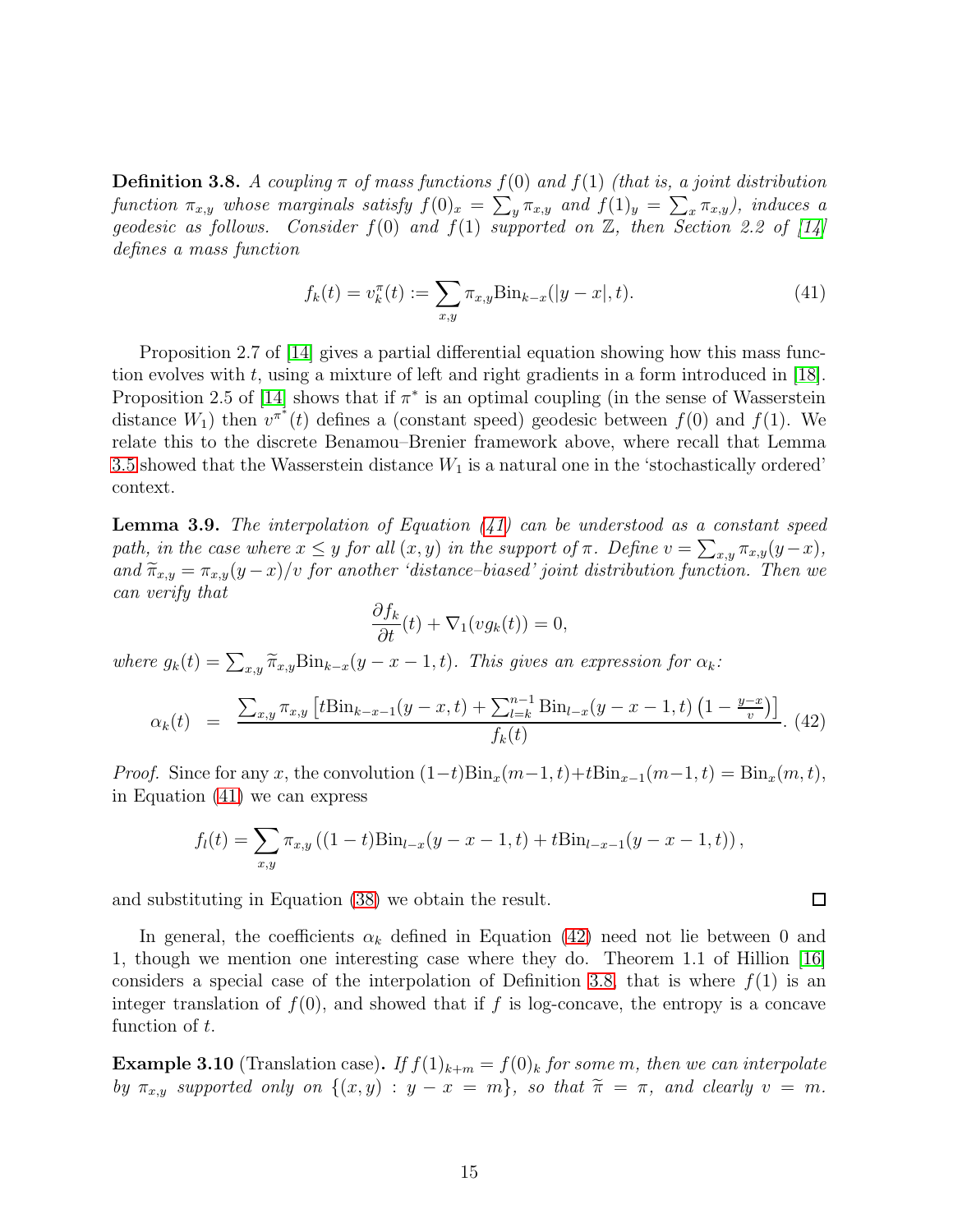**Definition 3.8.** *A coupling $\pi$ of mass functions $f(0)$ and $f(1)$ (that is, a joint distribution function $\pi_{x,y}$ whose marginals satisfy $f(0)_x = \sum_y \pi_{x,y}$ and $f(1)_y = \sum_x \pi_{x,y}$), induces a geodesic as follows. Consider $f(0)$ and $f(1)$ supported on $\mathbb{Z}$, then Section 2.2 of [14] defines a mass function*

$$f_k(t) = v_k^\pi(t) := \sum_{x,y} \pi_{x,y} \mathrm{Bin}_{k-x}(|y-x|, t). \tag{41}$$

Proposition 2.7 of [14] gives a partial differential equation showing how this mass function evolves with $t$, using a mixture of left and right gradients in a form introduced in [18]. Proposition 2.5 of [14] shows that if $\pi^*$ is an optimal coupling (in the sense of Wasserstein distance $W_1$) then $v^{\pi^*}(t)$ defines a (constant speed) geodesic between $f(0)$ and $f(1)$. We relate this to the discrete Benamou–Brenier framework above, where recall that Lemma 3.5 showed that the Wasserstein distance $W_1$ is a natural one in the 'stochastically ordered' context.

**Lemma 3.9.** *The interpolation of Equation (41) can be understood as a constant speed path, in the case where $x \leq y$ for all $(x, y)$ in the support of $\pi$. Define $v = \sum_{x,y} \pi_{x,y}(y-x)$, and $\widetilde{\pi}_{x,y} = \pi_{x,y}(y-x)/v$ for another 'distance–biased' joint distribution function. Then we can verify that*

$$\frac{\partial f_k}{\partial t}(t) + \nabla_1(v g_k(t)) = 0,$$

*where $g_k(t) = \sum_{x,y} \widetilde{\pi}_{x,y} \mathrm{Bin}_{k-x}(y-x-1, t)$. This gives an expression for $\alpha_k$:*

$$\alpha_k(t) \;\;=\;\; \frac{\sum_{x,y} \pi_{x,y} \left[ t \mathrm{Bin}_{k-x-1}(y-x, t) + \sum_{l=k}^{n-1} \mathrm{Bin}_{l-x}(y-x-1, t) \left(1 - \frac{y-x}{v}\right) \right]}{f_k(t)}. \tag{42}$$

*Proof.* Since for any $x$, the convolution $(1-t)\mathrm{Bin}_x(m-1, t) + t\mathrm{Bin}_{x-1}(m-1, t) = \mathrm{Bin}_x(m, t)$, in Equation (41) we can express

$$f_l(t) = \sum_{x,y} \pi_{x,y} \left( (1-t)\mathrm{Bin}_{l-x}(y-x-1, t) + t \mathrm{Bin}_{l-x-1}(y-x-1, t) \right),$$

and substituting in Equation (38) we obtain the result. $\square$

In general, the coefficients $\alpha_k$ defined in Equation (42) need not lie between 0 and 1, though we mention one interesting case where they do. Theorem 1.1 of Hillion [16] considers a special case of the interpolation of Definition 3.8, that is where $f(1)$ is an integer translation of $f(0)$, and showed that if $f$ is log-concave, the entropy is a concave function of $t$.

**Example 3.10** (Translation case)**.** *If $f(1)_{k+m} = f(0)_k$ for some $m$, then we can interpolate by $\pi_{x,y}$ supported only on $\{(x, y) : y - x = m\}$, so that $\widetilde{\pi} = \pi$, and clearly $v = m$.*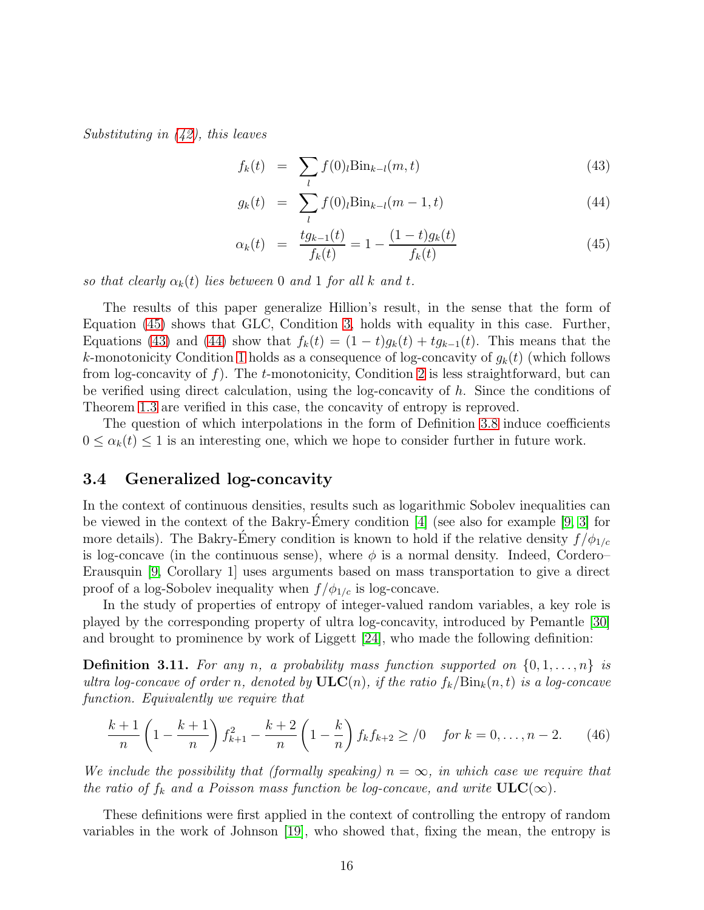*Substituting in (42), this leaves*

$$f_k(t) = \sum_l f(0)_l \mathrm{Bin}_{k-l}(m,t) \tag{43}$$

$$g_k(t) = \sum_l f(0)_l \mathrm{Bin}_{k-l}(m-1,t) \tag{44}$$

$$\alpha_k(t) = \frac{t g_{k-1}(t)}{f_k(t)} = 1 - \frac{(1-t)g_k(t)}{f_k(t)} \tag{45}$$

*so that clearly $\alpha_k(t)$ lies between 0 and 1 for all $k$ and $t$.*

The results of this paper generalize Hillion's result, in the sense that the form of Equation (45) shows that GLC, Condition 3, holds with equality in this case. Further, Equations (43) and (44) show that $f_k(t) = (1-t)g_k(t) + t g_{k-1}(t)$. This means that the $k$-monotonicity Condition 1 holds as a consequence of log-concavity of $g_k(t)$ (which follows from log-concavity of $f$). The $t$-monotonicity, Condition 2 is less straightforward, but can be verified using direct calculation, using the log-concavity of $h$. Since the conditions of Theorem 1.3 are verified in this case, the concavity of entropy is reproved.

The question of which interpolations in the form of Definition 3.8 induce coefficients $0 \leq \alpha_k(t) \leq 1$ is an interesting one, which we hope to consider further in future work.

### 3.4 Generalized log-concavity

In the context of continuous densities, results such as logarithmic Sobolev inequalities can be viewed in the context of the Bakry-Émery condition [4] (see also for example [9, 3] for more details). The Bakry-Émery condition is known to hold if the relative density $f/\phi_{1/c}$ is log-concave (in the continuous sense), where $\phi$ is a normal density. Indeed, Cordero–Erausquin [9, Corollary 1] uses arguments based on mass transportation to give a direct proof of a log-Sobolev inequality when $f/\phi_{1/c}$ is log-concave.

In the study of properties of entropy of integer-valued random variables, a key role is played by the corresponding property of ultra log-concavity, introduced by Pemantle [30] and brought to prominence by work of Liggett [24], who made the following definition:

**Definition 3.11.** *For any $n$, a probability mass function supported on $\{0, 1, \ldots, n\}$ is ultra log-concave of order $n$, denoted by* $\mathbf{ULC}(n)$*, if the ratio $f_k/\mathrm{Bin}_k(n,t)$ is a log-concave function. Equivalently we require that*

$$\frac{k+1}{n}\left(1 - \frac{k+1}{n}\right) f_{k+1}^2 - \frac{k+2}{n}\left(1 - \frac{k}{n}\right) f_k f_{k+2} \geq /0 \quad \text{for } k = 0, \ldots, n-2. \tag{46}$$

*We include the possibility that (formally speaking) $n = \infty$, in which case we require that the ratio of $f_k$ and a Poisson mass function be log-concave, and write* $\mathbf{ULC}(\infty)$*.*

These definitions were first applied in the context of controlling the entropy of random variables in the work of Johnson [19], who showed that, fixing the mean, the entropy is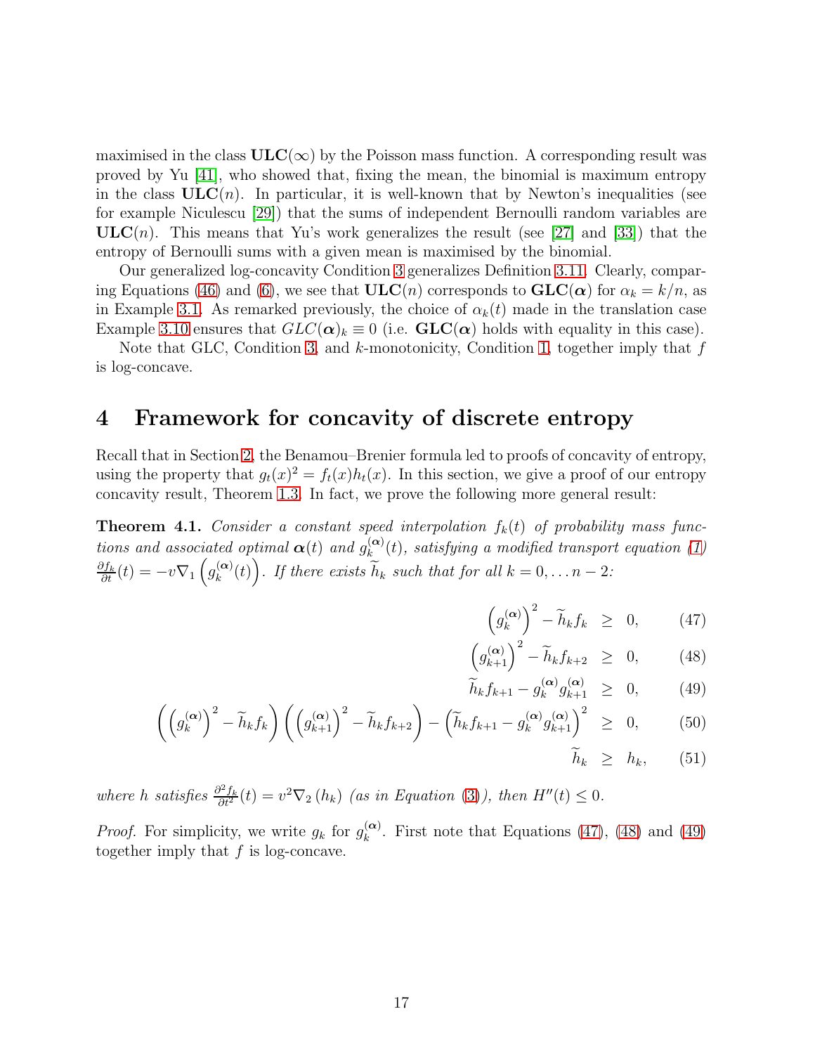maximised in the class $\mathbf{ULC}(\infty)$ by the Poisson mass function. A corresponding result was proved by Yu [41], who showed that, fixing the mean, the binomial is maximum entropy in the class $\mathbf{ULC}(n)$. In particular, it is well-known that by Newton's inequalities (see for example Niculescu [29]) that the sums of independent Bernoulli random variables are $\mathbf{ULC}(n)$. This means that Yu's work generalizes the result (see [27] and [33]) that the entropy of Bernoulli sums with a given mean is maximised by the binomial.

Our generalized log-concavity Condition 3 generalizes Definition 3.11. Clearly, comparing Equations (46) and (6), we see that $\mathbf{ULC}(n)$ corresponds to $\mathbf{GLC}(\boldsymbol{\alpha})$ for $\alpha_k = k/n$, as in Example 3.1. As remarked previously, the choice of $\alpha_k(t)$ made in the translation case Example 3.10 ensures that $GLC(\boldsymbol{\alpha})_k \equiv 0$ (i.e. $\mathbf{GLC}(\boldsymbol{\alpha})$ holds with equality in this case).

Note that GLC, Condition 3, and $k$-monotonicity, Condition 1, together imply that $f$ is log-concave.

# 4 Framework for concavity of discrete entropy

Recall that in Section 2, the Benamou–Brenier formula led to proofs of concavity of entropy, using the property that $g_t(x)^2 = f_t(x) h_t(x)$. In this section, we give a proof of our entropy concavity result, Theorem 1.3. In fact, we prove the following more general result:

**Theorem 4.1.** *Consider a constant speed interpolation $f_k(t)$ of probability mass functions and associated optimal $\boldsymbol{\alpha}(t)$ and $g_k^{(\boldsymbol{\alpha})}(t)$, satisfying a modified transport equation (1) $\frac{\partial f_k}{\partial t}(t) = -v\nabla_1\left(g_k^{(\boldsymbol{\alpha})}(t)\right)$. If there exists $\widetilde{h}_k$ such that for all $k = 0, \ldots n-2$:*

$$\left(g_k^{(\boldsymbol{\alpha})}\right)^2 - \widetilde{h}_k f_k \geq 0, \tag{47}$$

$$\left(g_{k+1}^{(\boldsymbol{\alpha})}\right)^2 - \widetilde{h}_k f_{k+2} \geq 0, \tag{48}$$

$$\widetilde{h}_k f_{k+1} - g_k^{(\boldsymbol{\alpha})} g_{k+1}^{(\boldsymbol{\alpha})} \geq 0, \tag{49}$$

$$\left(\left(g_k^{(\boldsymbol{\alpha})}\right)^2 - \widetilde{h}_k f_k\right)\left(\left(g_{k+1}^{(\boldsymbol{\alpha})}\right)^2 - \widetilde{h}_k f_{k+2}\right) - \left(\widetilde{h}_k f_{k+1} - g_k^{(\boldsymbol{\alpha})} g_{k+1}^{(\boldsymbol{\alpha})}\right)^2 \geq 0, \tag{50}$$

$$\widetilde{h}_k \geq h_k, \tag{51}$$

*where $h$ satisfies $\frac{\partial^2 f_k}{\partial t^2}(t) = v^2 \nabla_2\left(h_k\right)$ (as in Equation (3)), then $H''(t) \leq 0$.*

*Proof.* For simplicity, we write $g_k$ for $g_k^{(\boldsymbol{\alpha})}$. First note that Equations (47), (48) and (49) together imply that $f$ is log-concave.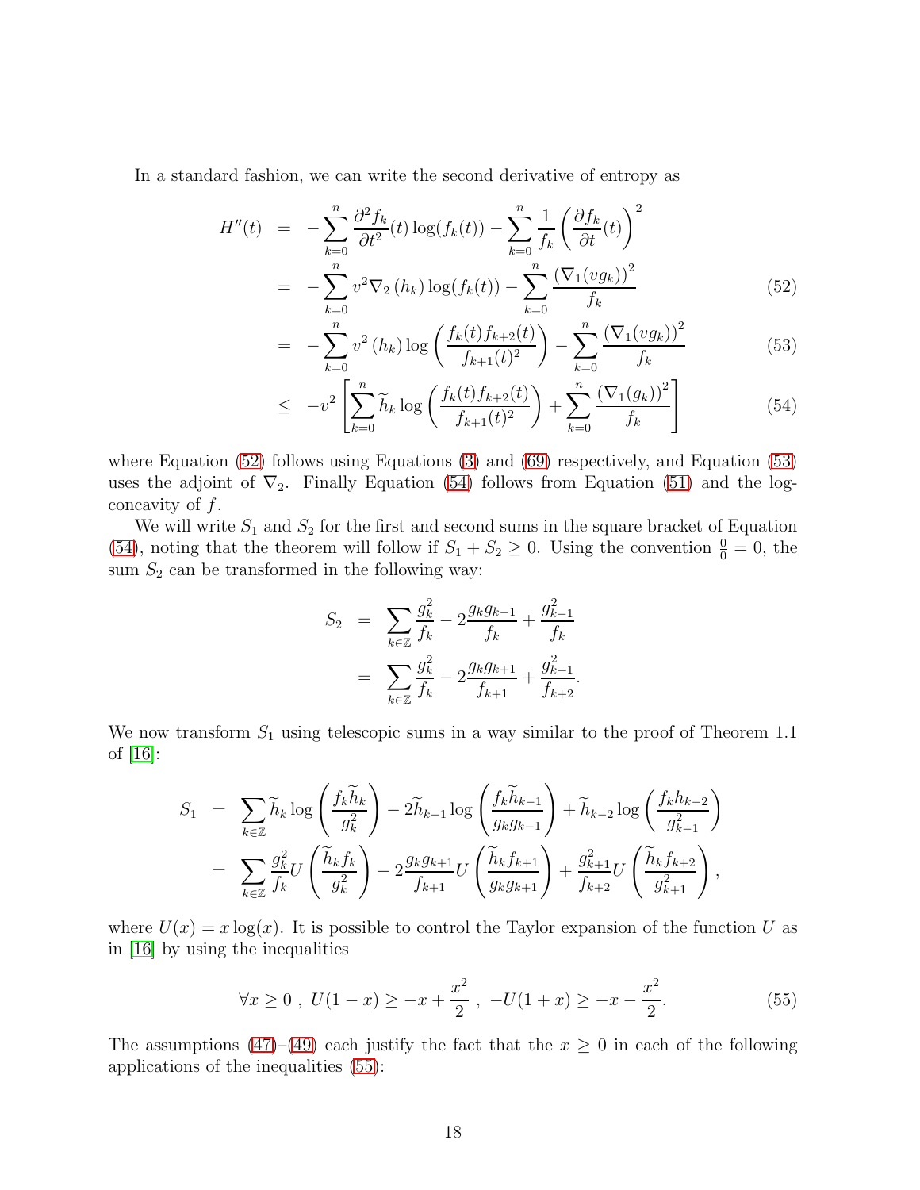In a standard fashion, we can write the second derivative of entropy as

$$
\begin{aligned}
H''(t) &= -\sum_{k=0}^{n} \frac{\partial^2 f_k}{\partial t^2}(t) \log(f_k(t)) - \sum_{k=0}^{n} \frac{1}{f_k}\left(\frac{\partial f_k}{\partial t}(t)\right)^2 \\
&= -\sum_{k=0}^{n} v^2 \nabla_2 (h_k) \log(f_k(t)) - \sum_{k=0}^{n} \frac{(\nabla_1(v g_k))^2}{f_k} \qquad (52) \\
&= -\sum_{k=0}^{n} v^2 (h_k) \log\left(\frac{f_k(t) f_{k+2}(t)}{f_{k+1}(t)^2}\right) - \sum_{k=0}^{n} \frac{(\nabla_1(v g_k))^2}{f_k} \qquad (53) \\
&\leq -v^2 \left[\sum_{k=0}^{n} \widetilde{h}_k \log\left(\frac{f_k(t) f_{k+2}(t)}{f_{k+1}(t)^2}\right) + \sum_{k=0}^{n} \frac{(\nabla_1(g_k))^2}{f_k}\right] \qquad (54)
\end{aligned}
$$

where Equation (52) follows using Equations (3) and (69) respectively, and Equation (53) uses the adjoint of $\nabla_2$. Finally Equation (54) follows from Equation (51) and the log-concavity of $f$.

We will write $S_1$ and $S_2$ for the first and second sums in the square bracket of Equation (54), noting that the theorem will follow if $S_1 + S_2 \geq 0$. Using the convention $\frac{0}{0} = 0$, the sum $S_2$ can be transformed in the following way:

$$
\begin{aligned}
S_2 &= \sum_{k \in \mathbb{Z}} \frac{g_k^2}{f_k} - 2\frac{g_k g_{k-1}}{f_k} + \frac{g_{k-1}^2}{f_k} \\
&= \sum_{k \in \mathbb{Z}} \frac{g_k^2}{f_k} - 2\frac{g_k g_{k+1}}{f_{k+1}} + \frac{g_{k+1}^2}{f_{k+2}}.
\end{aligned}
$$

We now transform $S_1$ using telescopic sums in a way similar to the proof of Theorem 1.1 of [16]:

$$
\begin{aligned}
S_1 &= \sum_{k \in \mathbb{Z}} \widetilde{h}_k \log\left(\frac{f_k \widetilde{h}_k}{g_k^2}\right) - 2\widetilde{h}_{k-1} \log\left(\frac{f_k \widetilde{h}_{k-1}}{g_k g_{k-1}}\right) + \widetilde{h}_{k-2} \log\left(\frac{f_k h_{k-2}}{g_{k-1}^2}\right) \\
&= \sum_{k \in \mathbb{Z}} \frac{g_k^2}{f_k} U\left(\frac{\widetilde{h}_k f_k}{g_k^2}\right) - 2\frac{g_k g_{k+1}}{f_{k+1}} U\left(\frac{\widetilde{h}_k f_{k+1}}{g_k g_{k+1}}\right) + \frac{g_{k+1}^2}{f_{k+2}} U\left(\frac{\widetilde{h}_k f_{k+2}}{g_{k+1}^2}\right),
\end{aligned}
$$

where $U(x) = x\log(x)$. It is possible to control the Taylor expansion of the function $U$ as in [16] by using the inequalities

$$
\forall x \geq 0 \ , \ U(1-x) \geq -x + \frac{x^2}{2} \ , \ -U(1+x) \geq -x - \frac{x^2}{2}. \qquad (55)
$$

The assumptions (47)–(49) each justify the fact that the $x \geq 0$ in each of the following applications of the inequalities (55):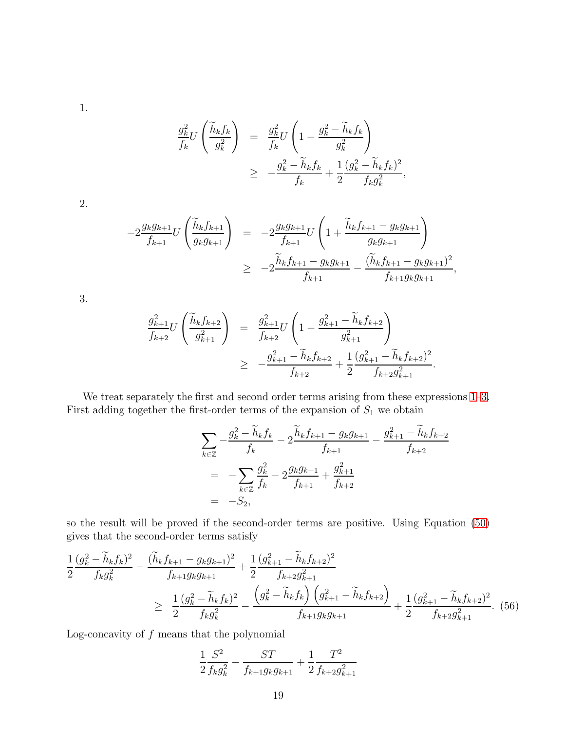1.

$$
\begin{aligned}
\frac{g_k^2}{f_k} U\left(\frac{\widetilde{h}_k f_k}{g_k^2}\right) &= \frac{g_k^2}{f_k} U\left(1 - \frac{g_k^2 - \widetilde{h}_k f_k}{g_k^2}\right) \\
&\geq -\frac{g_k^2 - \widetilde{h}_k f_k}{f_k} + \frac{1}{2}\frac{(g_k^2 - \widetilde{h}_k f_k)^2}{f_k g_k^2},
\end{aligned}
$$

2.

$$
\begin{aligned}
-2\frac{g_k g_{k+1}}{f_{k+1}} U\left(\frac{\widetilde{h}_k f_{k+1}}{g_k g_{k+1}}\right) &= -2\frac{g_k g_{k+1}}{f_{k+1}} U\left(1 + \frac{\widetilde{h}_k f_{k+1} - g_k g_{k+1}}{g_k g_{k+1}}\right) \\
&\geq -2\frac{\widetilde{h}_k f_{k+1} - g_k g_{k+1}}{f_{k+1}} - \frac{(\widetilde{h}_k f_{k+1} - g_k g_{k+1})^2}{f_{k+1} g_k g_{k+1}},
\end{aligned}
$$

3.

$$
\begin{aligned}
\frac{g_{k+1}^2}{f_{k+2}} U\left(\frac{\widetilde{h}_k f_{k+2}}{g_{k+1}^2}\right) &= \frac{g_{k+1}^2}{f_{k+2}} U\left(1 - \frac{g_{k+1}^2 - \widetilde{h}_k f_{k+2}}{g_{k+1}^2}\right) \\
&\geq -\frac{g_{k+1}^2 - \widetilde{h}_k f_{k+2}}{f_{k+2}} + \frac{1}{2}\frac{(g_{k+1}^2 - \widetilde{h}_k f_{k+2})^2}{f_{k+2} g_{k+1}^2}.
\end{aligned}
$$

We treat separately the first and second order terms arising from these expressions 1–3. First adding together the first-order terms of the expansion of $S_1$ we obtain

$$
\begin{aligned}
&\sum_{k\in\mathbb{Z}} -\frac{g_k^2 - \widetilde{h}_k f_k}{f_k} - 2\frac{\widetilde{h}_k f_{k+1} - g_k g_{k+1}}{f_{k+1}} - \frac{g_{k+1}^2 - \widetilde{h}_k f_{k+2}}{f_{k+2}} \\
&= -\sum_{k\in\mathbb{Z}} \frac{g_k^2}{f_k} - 2\frac{g_k g_{k+1}}{f_{k+1}} + \frac{g_{k+1}^2}{f_{k+2}} \\
&= -S_2,
\end{aligned}
$$

so the result will be proved if the second-order terms are positive. Using Equation (50) gives that the second-order terms satisfy

$$
\begin{aligned}
&\frac{1}{2}\frac{(g_k^2 - \widetilde{h}_k f_k)^2}{f_k g_k^2} - \frac{(\widetilde{h}_k f_{k+1} - g_k g_{k+1})^2}{f_{k+1} g_k g_{k+1}} + \frac{1}{2}\frac{(g_{k+1}^2 - \widetilde{h}_k f_{k+2})^2}{f_{k+2} g_{k+1}^2} \\
&\qquad \geq \frac{1}{2}\frac{(g_k^2 - \widetilde{h}_k f_k)^2}{f_k g_k^2} - \frac{\left(g_k^2 - \widetilde{h}_k f_k\right)\left(g_{k+1}^2 - \widetilde{h}_k f_{k+2}\right)}{f_{k+1} g_k g_{k+1}} + \frac{1}{2}\frac{(g_{k+1}^2 - \widetilde{h}_k f_{k+2})^2}{f_{k+2} g_{k+1}^2}. \quad (56)
\end{aligned}
$$

Log-concavity of $f$ means that the polynomial

$$
\frac{1}{2}\frac{S^2}{f_k g_k^2} - \frac{ST}{f_{k+1} g_k g_{k+1}} + \frac{1}{2}\frac{T^2}{f_{k+2} g_{k+1}^2}
$$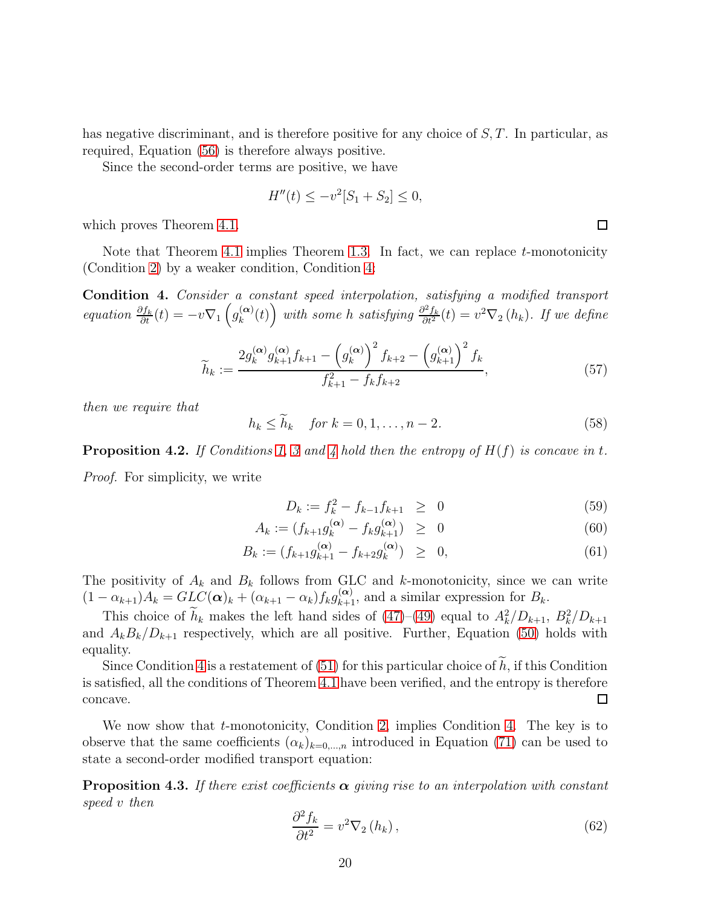has negative discriminant, and is therefore positive for any choice of $S, T$. In particular, as required, Equation (56) is therefore always positive.

Since the second-order terms are positive, we have

$$H''(t) \leq -v^2[S_1 + S_2] \leq 0,$$

which proves Theorem 4.1. □

Note that Theorem 4.1 implies Theorem 1.3. In fact, we can replace $t$-monotonicity (Condition 2) by a weaker condition, Condition 4:

**Condition 4.** *Consider a constant speed interpolation, satisfying a modified transport equation* $\frac{\partial f_k}{\partial t}(t) = -v\nabla_1 \left( g_k^{(\boldsymbol{\alpha})}(t) \right)$ *with some $h$ satisfying* $\frac{\partial^2 f_k}{\partial t^2}(t) = v^2 \nabla_2 (h_k)$. *If we define*

$$\widetilde{h}_k := \frac{2 g_k^{(\boldsymbol{\alpha})} g_{k+1}^{(\boldsymbol{\alpha})} f_{k+1} - \left( g_k^{(\boldsymbol{\alpha})} \right)^2 f_{k+2} - \left( g_{k+1}^{(\boldsymbol{\alpha})} \right)^2 f_k}{f_{k+1}^2 - f_k f_{k+2}}, \tag{57}$$

*then we require that*

$$h_k \leq \widetilde{h}_k \quad \text{for } k = 0, 1, \ldots, n-2. \tag{58}$$

**Proposition 4.2.** *If Conditions 1, 3 and 4 hold then the entropy of $H(f)$ is concave in $t$.*

*Proof.* For simplicity, we write

$$\begin{aligned} D_k &:= f_k^2 - f_{k-1} f_{k+1} \;\; \geq \;\; 0 & (59)\\ A_k &:= (f_{k+1} g_k^{(\boldsymbol{\alpha})} - f_k g_{k+1}^{(\boldsymbol{\alpha})}) \;\; \geq \;\; 0 & (60)\\ B_k &:= (f_{k+1} g_{k+1}^{(\boldsymbol{\alpha})} - f_{k+2} g_k^{(\boldsymbol{\alpha})}) \;\; \geq \;\; 0, & (61) \end{aligned}$$

The positivity of $A_k$ and $B_k$ follows from GLC and $k$-monotonicity, since we can write $(1 - \alpha_{k+1}) A_k = GLC(\boldsymbol{\alpha})_k + (\alpha_{k+1} - \alpha_k) f_k g_{k+1}^{(\boldsymbol{\alpha})}$, and a similar expression for $B_k$.

This choice of $\widetilde{h}_k$ makes the left hand sides of (47)–(49) equal to $A_k^2/D_{k+1}$, $B_k^2/D_{k+1}$ and $A_k B_k / D_{k+1}$ respectively, which are all positive. Further, Equation (50) holds with equality.

Since Condition 4 is a restatement of (51) for this particular choice of $\widetilde{h}$, if this Condition is satisfied, all the conditions of Theorem 4.1 have been verified, and the entropy is therefore concave. □

We now show that $t$-monotonicity, Condition 2, implies Condition 4. The key is to observe that the same coefficients $(\alpha_k)_{k=0,\ldots,n}$ introduced in Equation (71) can be used to state a second-order modified transport equation:

**Proposition 4.3.** *If there exist coefficients $\boldsymbol{\alpha}$ giving rise to an interpolation with constant speed $v$ then*

$$\frac{\partial^2 f_k}{\partial t^2} = v^2 \nabla_2 (h_k), \tag{62}$$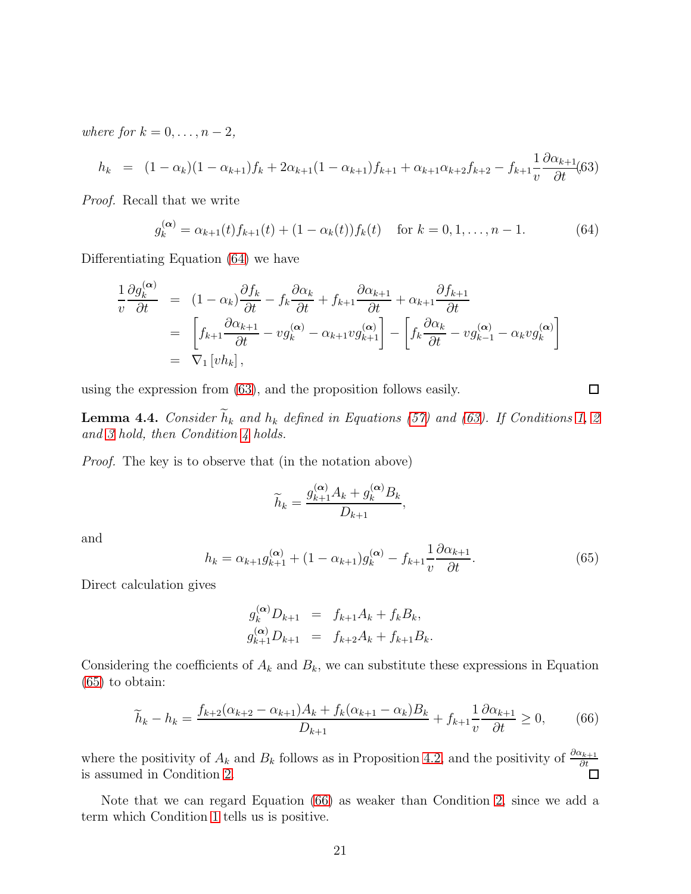*where for* $k = 0, \ldots, n-2$,

$$h_k = (1-\alpha_k)(1-\alpha_{k+1})f_k + 2\alpha_{k+1}(1-\alpha_{k+1})f_{k+1} + \alpha_{k+1}\alpha_{k+2}f_{k+2} - f_{k+1}\frac{1}{v}\frac{\partial \alpha_{k+1}}{\partial t}. \tag{63}$$

*Proof.* Recall that we write

$$g_k^{(\boldsymbol{\alpha})} = \alpha_{k+1}(t)f_{k+1}(t) + (1-\alpha_k(t))f_k(t) \quad \text{for } k = 0, 1, \ldots, n-1. \tag{64}$$

Differentiating Equation (64) we have

$$\begin{aligned}
\frac{1}{v}\frac{\partial g_k^{(\boldsymbol{\alpha})}}{\partial t} &= (1-\alpha_k)\frac{\partial f_k}{\partial t} - f_k\frac{\partial \alpha_k}{\partial t} + f_{k+1}\frac{\partial \alpha_{k+1}}{\partial t} + \alpha_{k+1}\frac{\partial f_{k+1}}{\partial t} \\
&= \left[f_{k+1}\frac{\partial \alpha_{k+1}}{\partial t} - vg_k^{(\boldsymbol{\alpha})} - \alpha_{k+1}vg_{k+1}^{(\boldsymbol{\alpha})}\right] - \left[f_k\frac{\partial \alpha_k}{\partial t} - vg_{k-1}^{(\boldsymbol{\alpha})} - \alpha_k vg_k^{(\boldsymbol{\alpha})}\right] \\
&= \nabla_1\left[vh_k\right],
\end{aligned}$$

using the expression from (63), and the proposition follows easily. $\square$

**Lemma 4.4.** *Consider* $\widetilde{h}_k$ *and* $h_k$ *defined in Equations (57) and (63). If Conditions 1, 2 and 3 hold, then Condition 4 holds.*

*Proof.* The key is to observe that (in the notation above)

$$\widetilde{h}_k = \frac{g_{k+1}^{(\boldsymbol{\alpha})}A_k + g_k^{(\boldsymbol{\alpha})}B_k}{D_{k+1}},$$

and

$$h_k = \alpha_{k+1}g_{k+1}^{(\boldsymbol{\alpha})} + (1-\alpha_{k+1})g_k^{(\boldsymbol{\alpha})} - f_{k+1}\frac{1}{v}\frac{\partial \alpha_{k+1}}{\partial t}. \tag{65}$$

Direct calculation gives

$$\begin{aligned}
g_k^{(\boldsymbol{\alpha})}D_{k+1} &= f_{k+1}A_k + f_kB_k, \\
g_{k+1}^{(\boldsymbol{\alpha})}D_{k+1} &= f_{k+2}A_k + f_{k+1}B_k.
\end{aligned}$$

Considering the coefficients of $A_k$ and $B_k$, we can substitute these expressions in Equation (65) to obtain:

$$\widetilde{h}_k - h_k = \frac{f_{k+2}(\alpha_{k+2}-\alpha_{k+1})A_k + f_k(\alpha_{k+1}-\alpha_k)B_k}{D_{k+1}} + f_{k+1}\frac{1}{v}\frac{\partial \alpha_{k+1}}{\partial t} \geq 0, \tag{66}$$

where the positivity of $A_k$ and $B_k$ follows as in Proposition 4.2, and the positivity of $\frac{\partial \alpha_{k+1}}{\partial t}$ is assumed in Condition 2. $\square$

Note that we can regard Equation (66) as weaker than Condition 2, since we add a term which Condition 1 tells us is positive.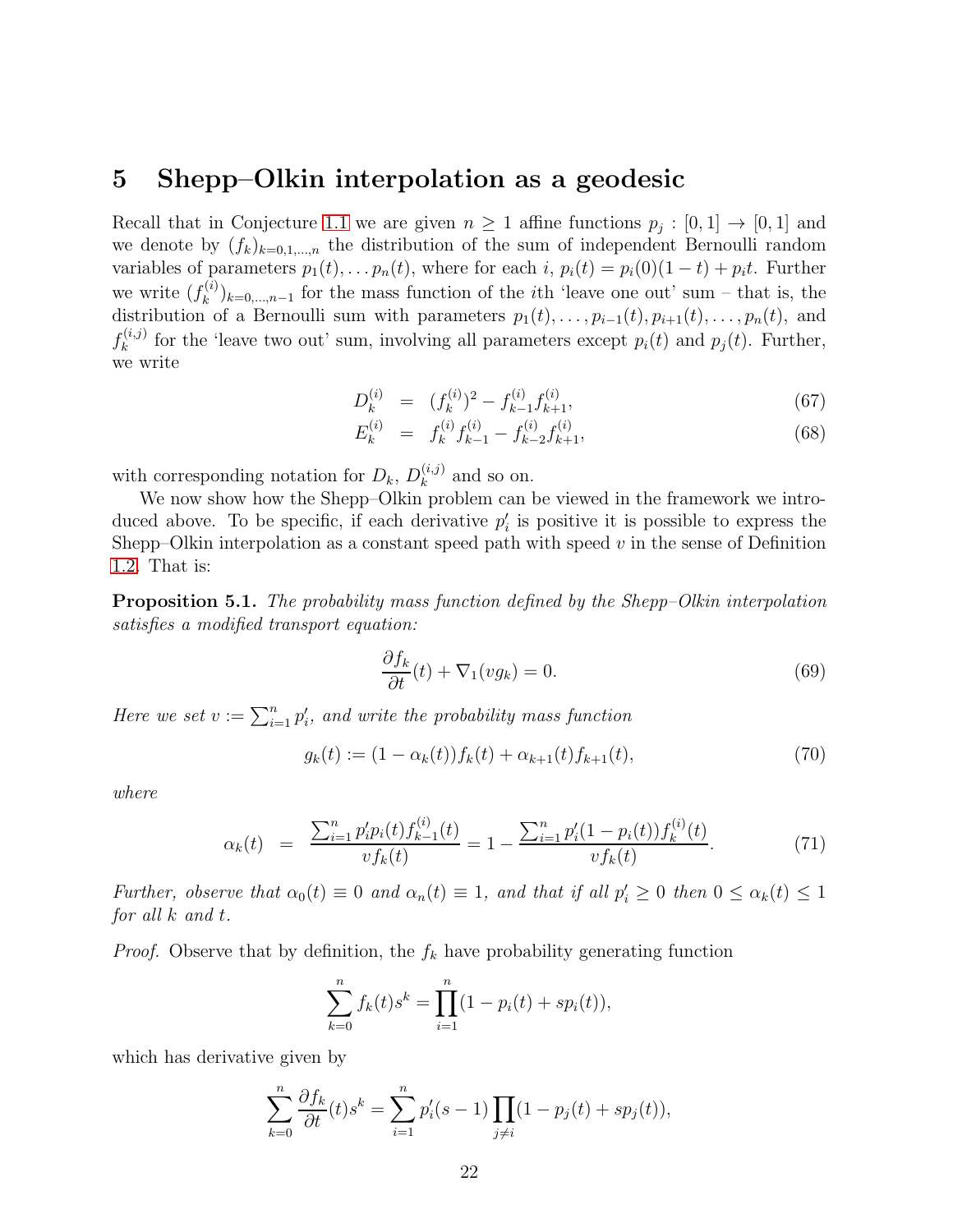## 5 Shepp–Olkin interpolation as a geodesic

Recall that in Conjecture 1.1 we are given $n \geq 1$ affine functions $p_j : [0,1] \to [0,1]$ and we denote by $(f_k)_{k=0,1,\ldots,n}$ the distribution of the sum of independent Bernoulli random variables of parameters $p_1(t), \ldots p_n(t)$, where for each $i$, $p_i(t) = p_i(0)(1-t) + p_i t$. Further we write $(f_k^{(i)})_{k=0,\ldots,n-1}$ for the mass function of the $i$th 'leave one out' sum – that is, the distribution of a Bernoulli sum with parameters $p_1(t), \ldots, p_{i-1}(t), p_{i+1}(t), \ldots, p_n(t)$, and $f_k^{(i,j)}$ for the 'leave two out' sum, involving all parameters except $p_i(t)$ and $p_j(t)$. Further, we write

$$D_k^{(i)} = (f_k^{(i)})^2 - f_{k-1}^{(i)} f_{k+1}^{(i)}, \tag{67}$$

$$E_k^{(i)} = f_k^{(i)} f_{k-1}^{(i)} - f_{k-2}^{(i)} f_{k+1}^{(i)}, \tag{68}$$

with corresponding notation for $D_k$, $D_k^{(i,j)}$ and so on.

We now show how the Shepp–Olkin problem can be viewed in the framework we introduced above. To be specific, if each derivative $p_i'$ is positive it is possible to express the Shepp–Olkin interpolation as a constant speed path with speed $v$ in the sense of Definition 1.2. That is:

**Proposition 5.1.** *The probability mass function defined by the Shepp–Olkin interpolation satisfies a modified transport equation:*

$$\frac{\partial f_k}{\partial t}(t) + \nabla_1(v g_k) = 0. \tag{69}$$

*Here we set $v := \sum_{i=1}^n p_i'$, and write the probability mass function*

$$g_k(t) := (1 - \alpha_k(t)) f_k(t) + \alpha_{k+1}(t) f_{k+1}(t), \tag{70}$$

*where*

$$\alpha_k(t) = \frac{\sum_{i=1}^n p_i' p_i(t) f_{k-1}^{(i)}(t)}{v f_k(t)} = 1 - \frac{\sum_{i=1}^n p_i'(1-p_i(t)) f_k^{(i)}(t)}{v f_k(t)}. \tag{71}$$

*Further, observe that $\alpha_0(t) \equiv 0$ and $\alpha_n(t) \equiv 1$, and that if all $p_i' \geq 0$ then $0 \leq \alpha_k(t) \leq 1$ for all $k$ and $t$.*

*Proof.* Observe that by definition, the $f_k$ have probability generating function

$$\sum_{k=0}^n f_k(t) s^k = \prod_{i=1}^n (1 - p_i(t) + s p_i(t)),$$

which has derivative given by

$$\sum_{k=0}^n \frac{\partial f_k}{\partial t}(t) s^k = \sum_{i=1}^n p_i'(s-1) \prod_{j \neq i} (1 - p_j(t) + s p_j(t)),$$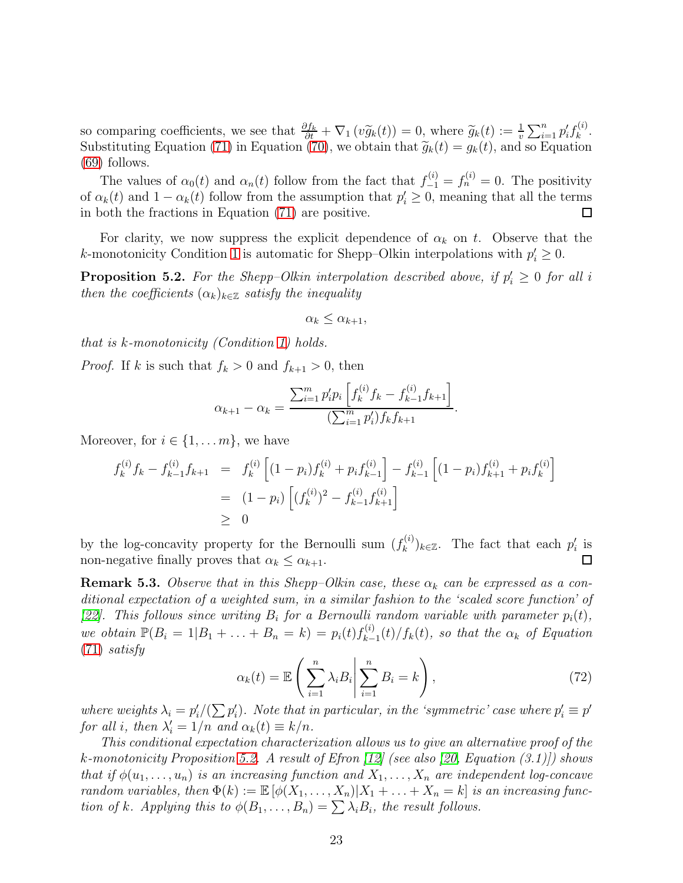so comparing coefficients, we see that $\frac{\partial f_k}{\partial t} + \nabla_1 \left( v \widetilde{g}_k(t) \right) = 0$, where $\widetilde{g}_k(t) := \frac{1}{v} \sum_{i=1}^n p_i' f_k^{(i)}$. Substituting Equation (71) in Equation (70), we obtain that $\widetilde{g}_k(t) = g_k(t)$, and so Equation (69) follows.

The values of $\alpha_0(t)$ and $\alpha_n(t)$ follow from the fact that $f_{-1}^{(i)} = f_n^{(i)} = 0$. The positivity of $\alpha_k(t)$ and $1 - \alpha_k(t)$ follow from the assumption that $p_i' \geq 0$, meaning that all the terms in both the fractions in Equation (71) are positive. □

For clarity, we now suppress the explicit dependence of $\alpha_k$ on $t$. Observe that the $k$-monotonicity Condition 1 is automatic for Shepp–Olkin interpolations with $p_i' \geq 0$.

**Proposition 5.2.** *For the Shepp–Olkin interpolation described above, if $p_i' \geq 0$ for all $i$ then the coefficients $(\alpha_k)_{k \in \mathbb{Z}}$ satisfy the inequality*

$$\alpha_k \leq \alpha_{k+1},$$

*that is $k$-monotonicity (Condition 1) holds.*

*Proof.* If $k$ is such that $f_k > 0$ and $f_{k+1} > 0$, then

$$\alpha_{k+1} - \alpha_k = \frac{\sum_{i=1}^m p_i' p_i \left[ f_k^{(i)} f_k - f_{k-1}^{(i)} f_{k+1} \right]}{(\sum_{i=1}^m p_i') f_k f_{k+1}}.$$

Moreover, for $i \in \{1, \ldots m\}$, we have

$$\begin{aligned}
f_k^{(i)} f_k - f_{k-1}^{(i)} f_{k+1} &= f_k^{(i)} \left[ (1-p_i) f_k^{(i)} + p_i f_{k-1}^{(i)} \right] - f_{k-1}^{(i)} \left[ (1-p_i) f_{k+1}^{(i)} + p_i f_k^{(i)} \right] \\
&= (1-p_i) \left[ (f_k^{(i)})^2 - f_{k-1}^{(i)} f_{k+1}^{(i)} \right] \\
&\geq 0
\end{aligned}$$

by the log-concavity property for the Bernoulli sum $(f_k^{(i)})_{k \in \mathbb{Z}}$. The fact that each $p_i'$ is non-negative finally proves that $\alpha_k \leq \alpha_{k+1}$. □

**Remark 5.3.** *Observe that in this Shepp–Olkin case, these $\alpha_k$ can be expressed as a conditional expectation of a weighted sum, in a similar fashion to the 'scaled score function' of [22]. This follows since writing $B_i$ for a Bernoulli random variable with parameter $p_i(t)$, we obtain $\mathbb{P}(B_i = 1 | B_1 + \ldots + B_n = k) = p_i(t) f_{k-1}^{(i)}(t) / f_k(t)$, so that the $\alpha_k$ of Equation (71) satisfy*

$$\alpha_k(t) = \mathbb{E} \left( \sum_{i=1}^n \lambda_i B_i \middle| \sum_{i=1}^n B_i = k \right), \tag{72}$$

*where weights $\lambda_i = p_i' / (\sum p_i')$. Note that in particular, in the 'symmetric' case where $p_i' \equiv p'$ for all $i$, then $\lambda_i' = 1/n$ and $\alpha_k(t) \equiv k/n$.*

*This conditional expectation characterization allows us to give an alternative proof of the $k$-monotonicity Proposition 5.2. A result of Efron [12] (see also [20, Equation (3.1)]) shows that if $\phi(u_1, \ldots, u_n)$ is an increasing function and $X_1, \ldots, X_n$ are independent log-concave random variables, then $\Phi(k) := \mathbb{E}[\phi(X_1, \ldots, X_n) | X_1 + \ldots + X_n = k]$ is an increasing function of $k$. Applying this to $\phi(B_1, \ldots, B_n) = \sum \lambda_i B_i$, the result follows.*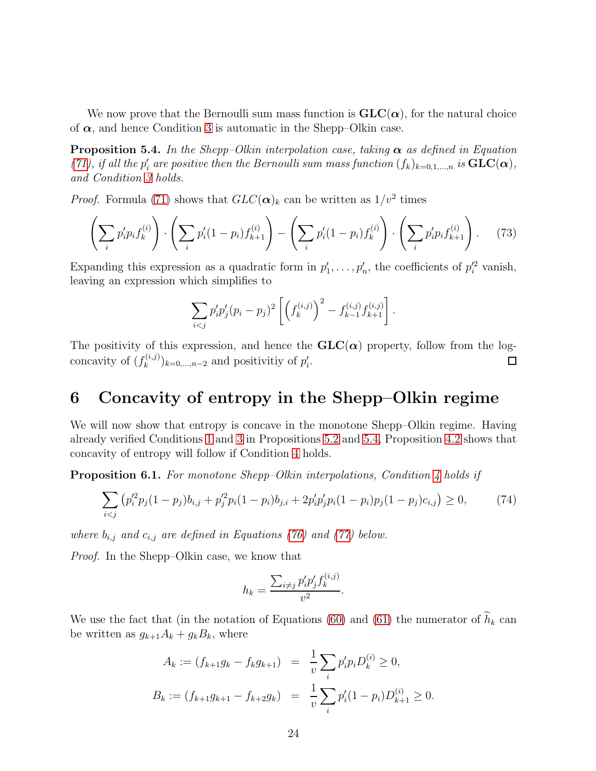We now prove that the Bernoulli sum mass function is $\mathbf{GLC}(\boldsymbol{\alpha})$, for the natural choice of $\boldsymbol{\alpha}$, and hence Condition 3 is automatic in the Shepp–Olkin case.

**Proposition 5.4.** *In the Shepp–Olkin interpolation case, taking $\boldsymbol{\alpha}$ as defined in Equation (71), if all the $p_i'$ are positive then the Bernoulli sum mass function $(f_k)_{k=0,1,\ldots,n}$ is $\mathbf{GLC}(\boldsymbol{\alpha})$, and Condition 3 holds.*

*Proof.* Formula (71) shows that $GLC(\boldsymbol{\alpha})_k$ can be written as $1/v^2$ times

$$\left(\sum_i p_i' p_i f_k^{(i)}\right) \cdot \left(\sum_i p_i'(1-p_i) f_{k+1}^{(i)}\right) - \left(\sum_i p_i'(1-p_i) f_k^{(i)}\right) \cdot \left(\sum_i p_i' p_i f_{k+1}^{(i)}\right). \tag{73}$$

Expanding this expression as a quadratic form in $p_1', \ldots, p_n'$, the coefficients of $p_i'^2$ vanish, leaving an expression which simplifies to

$$\sum_{i<j} p_i' p_j' (p_i - p_j)^2 \left[ \left(f_k^{(i,j)}\right)^2 - f_{k-1}^{(i,j)} f_{k+1}^{(i,j)} \right].$$

The positivity of this expression, and hence the $\mathbf{GLC}(\boldsymbol{\alpha})$ property, follow from the log-concavity of $(f_k^{(i,j)})_{k=0,\ldots,n-2}$ and positivitiy of $p_i'$. □

# 6 Concavity of entropy in the Shepp–Olkin regime

We will now show that entropy is concave in the monotone Shepp–Olkin regime. Having already verified Conditions 1 and 3 in Propositions 5.2 and 5.4, Proposition 4.2 shows that concavity of entropy will follow if Condition 4 holds.

**Proposition 6.1.** *For monotone Shepp–Olkin interpolations, Condition 4 holds if*

$$\sum_{i<j} \left( p_i'^2 p_j (1-p_j) b_{i,j} + p_j'^2 p_i (1-p_i) b_{j,i} + 2 p_i' p_j' p_i (1-p_i) p_j (1-p_j) c_{i,j} \right) \geq 0, \tag{74}$$

*where $b_{i,j}$ and $c_{i,j}$ are defined in Equations (76) and (77) below.*

*Proof.* In the Shepp–Olkin case, we know that

$$h_k = \frac{\sum_{i \neq j} p_i' p_j' f_k^{(i,j)}}{v^2}.$$

We use the fact that (in the notation of Equations (60) and (61) the numerator of $\widetilde{h}_k$ can be written as $g_{k+1} A_k + g_k B_k$, where

$$\begin{aligned}
A_k := (f_{k+1} g_k - f_k g_{k+1}) &= \frac{1}{v} \sum_i p_i' p_i D_k^{(i)} \geq 0, \\
B_k := (f_{k+1} g_{k+1} - f_{k+2} g_k) &= \frac{1}{v} \sum_i p_i' (1-p_i) D_{k+1}^{(i)} \geq 0.
\end{aligned}$$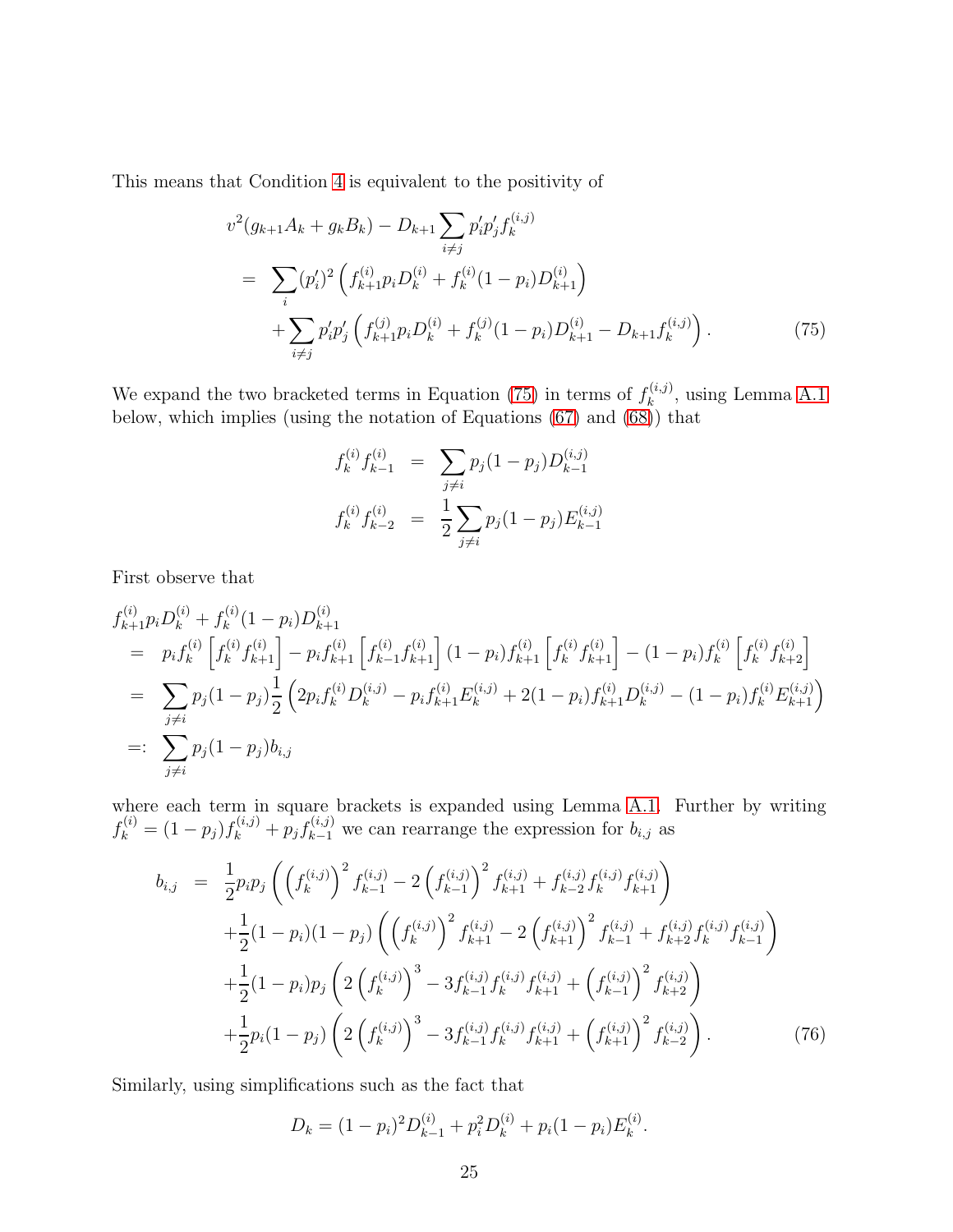This means that Condition 4 is equivalent to the positivity of

$$
\begin{aligned}
& v^2(g_{k+1}A_k + g_k B_k) - D_{k+1} \sum_{i \neq j} p'_i p'_j f_k^{(i,j)} \\
&= \sum_i (p'_i)^2 \left( f_{k+1}^{(i)} p_i D_k^{(i)} + f_k^{(i)} (1-p_i) D_{k+1}^{(i)} \right) \\
&\quad + \sum_{i \neq j} p'_i p'_j \left( f_{k+1}^{(j)} p_i D_k^{(i)} + f_k^{(j)} (1-p_i) D_{k+1}^{(i)} - D_{k+1} f_k^{(i,j)} \right). \qquad (75)
\end{aligned}
$$

We expand the two bracketed terms in Equation (75) in terms of $f_k^{(i,j)}$, using Lemma A.1 below, which implies (using the notation of Equations (67) and (68)) that

$$
\begin{aligned}
f_k^{(i)} f_{k-1}^{(i)} &= \sum_{j \neq i} p_j (1-p_j) D_{k-1}^{(i,j)} \\
f_k^{(i)} f_{k-2}^{(i)} &= \frac{1}{2} \sum_{j \neq i} p_j (1-p_j) E_{k-1}^{(i,j)}
\end{aligned}
$$

First observe that

$$
\begin{aligned}
& f_{k+1}^{(i)} p_i D_k^{(i)} + f_k^{(i)} (1-p_i) D_{k+1}^{(i)} \\
&= p_i f_k^{(i)} \left[ f_k^{(i)} f_{k+1}^{(i)} \right] - p_i f_{k+1}^{(i)} \left[ f_{k-1}^{(i)} f_{k+1}^{(i)} \right] (1-p_i) f_{k+1}^{(i)} \left[ f_k^{(i)} f_{k+1}^{(i)} \right] - (1-p_i) f_k^{(i)} \left[ f_k^{(i)} f_{k+2}^{(i)} \right] \\
&= \sum_{j \neq i} p_j (1-p_j) \frac{1}{2} \left( 2 p_i f_k^{(i)} D_k^{(i,j)} - p_i f_{k+1}^{(i)} E_k^{(i,j)} + 2(1-p_i) f_{k+1}^{(i)} D_k^{(i,j)} - (1-p_i) f_k^{(i)} E_{k+1}^{(i,j)} \right) \\
&=: \sum_{j \neq i} p_j (1-p_j) b_{i,j}
\end{aligned}
$$

where each term in square brackets is expanded using Lemma A.1. Further by writing $f_k^{(i)} = (1-p_j) f_k^{(i,j)} + p_j f_{k-1}^{(i,j)}$ we can rearrange the expression for $b_{i,j}$ as

$$
\begin{aligned}
b_{i,j} &= \frac{1}{2} p_i p_j \left( \left( f_k^{(i,j)} \right)^2 f_{k-1}^{(i,j)} - 2 \left( f_{k-1}^{(i,j)} \right)^2 f_{k+1}^{(i,j)} + f_{k-2}^{(i,j)} f_k^{(i,j)} f_{k+1}^{(i,j)} \right) \\
&\quad + \frac{1}{2} (1-p_i)(1-p_j) \left( \left( f_k^{(i,j)} \right)^2 f_{k+1}^{(i,j)} - 2 \left( f_{k+1}^{(i,j)} \right)^2 f_{k-1}^{(i,j)} + f_{k+2}^{(i,j)} f_k^{(i,j)} f_{k-1}^{(i,j)} \right) \\
&\quad + \frac{1}{2} (1-p_i) p_j \left( 2 \left( f_k^{(i,j)} \right)^3 - 3 f_{k-1}^{(i,j)} f_k^{(i,j)} f_{k+1}^{(i,j)} + \left( f_{k-1}^{(i,j)} \right)^2 f_{k+2}^{(i,j)} \right) \\
&\quad + \frac{1}{2} p_i (1-p_j) \left( 2 \left( f_k^{(i,j)} \right)^3 - 3 f_{k-1}^{(i,j)} f_k^{(i,j)} f_{k+1}^{(i,j)} + \left( f_{k+1}^{(i,j)} \right)^2 f_{k-2}^{(i,j)} \right). \qquad (76)
\end{aligned}
$$

Similarly, using simplifications such as the fact that

$$
D_k = (1-p_i)^2 D_{k-1}^{(i)} + p_i^2 D_k^{(i)} + p_i (1-p_i) E_k^{(i)}.
$$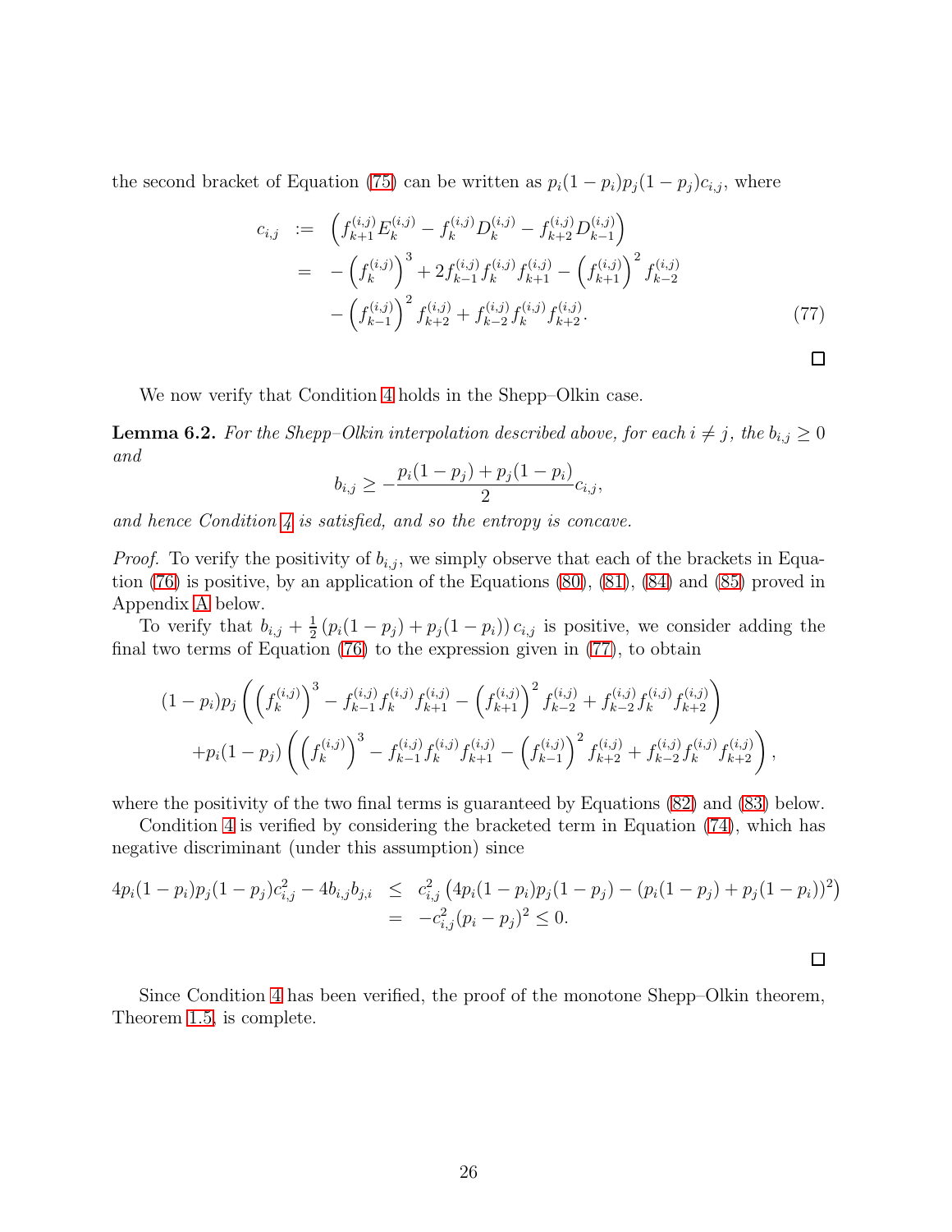the second bracket of Equation (75) can be written as $p_i(1-p_i)p_j(1-p_j)c_{i,j}$, where

$$
\begin{aligned}
c_{i,j} &:= \left( f_{k+1}^{(i,j)} E_k^{(i,j)} - f_k^{(i,j)} D_k^{(i,j)} - f_{k+2}^{(i,j)} D_{k-1}^{(i,j)} \right) \\
&= -\left( f_k^{(i,j)} \right)^3 + 2 f_{k-1}^{(i,j)} f_k^{(i,j)} f_{k+1}^{(i,j)} - \left( f_{k+1}^{(i,j)} \right)^2 f_{k-2}^{(i,j)} \\
&\quad - \left( f_{k-1}^{(i,j)} \right)^2 f_{k+2}^{(i,j)} + f_{k-2}^{(i,j)} f_k^{(i,j)} f_{k+2}^{(i,j)}. \qquad (77)
\end{aligned}
$$

□

We now verify that Condition 4 holds in the Shepp–Olkin case.

**Lemma 6.2.** *For the Shepp–Olkin interpolation described above, for each $i \neq j$, the $b_{i,j} \geq 0$ and*

$$
b_{i,j} \geq -\frac{p_i(1-p_j) + p_j(1-p_i)}{2} c_{i,j},
$$

*and hence Condition 4 is satisfied, and so the entropy is concave.*

*Proof.* To verify the positivity of $b_{i,j}$, we simply observe that each of the brackets in Equation (76) is positive, by an application of the Equations (80), (81), (84) and (85) proved in Appendix A below.

To verify that $b_{i,j} + \frac{1}{2}\left(p_i(1-p_j) + p_j(1-p_i)\right) c_{i,j}$ is positive, we consider adding the final two terms of Equation (76) to the expression given in (77), to obtain

$$
\begin{aligned}
&(1-p_i)p_j \left( \left( f_k^{(i,j)} \right)^3 - f_{k-1}^{(i,j)} f_k^{(i,j)} f_{k+1}^{(i,j)} - \left( f_{k+1}^{(i,j)} \right)^2 f_{k-2}^{(i,j)} + f_{k-2}^{(i,j)} f_k^{(i,j)} f_{k+2}^{(i,j)} \right) \\
&\quad + p_i(1-p_j) \left( \left( f_k^{(i,j)} \right)^3 - f_{k-1}^{(i,j)} f_k^{(i,j)} f_{k+1}^{(i,j)} - \left( f_{k-1}^{(i,j)} \right)^2 f_{k+2}^{(i,j)} + f_{k-2}^{(i,j)} f_k^{(i,j)} f_{k+2}^{(i,j)} \right),
\end{aligned}
$$

where the positivity of the two final terms is guaranteed by Equations (82) and (83) below.

Condition 4 is verified by considering the bracketed term in Equation (74), which has negative discriminant (under this assumption) since

$$
\begin{aligned}
4p_i(1-p_i)p_j(1-p_j)c_{i,j}^2 - 4b_{i,j}b_{j,i} &\leq c_{i,j}^2 \left( 4p_i(1-p_i)p_j(1-p_j) - (p_i(1-p_j) + p_j(1-p_i))^2 \right) \\
&= -c_{i,j}^2 (p_i - p_j)^2 \leq 0.
\end{aligned}
$$

□

Since Condition 4 has been verified, the proof of the monotone Shepp–Olkin theorem, Theorem 1.5, is complete.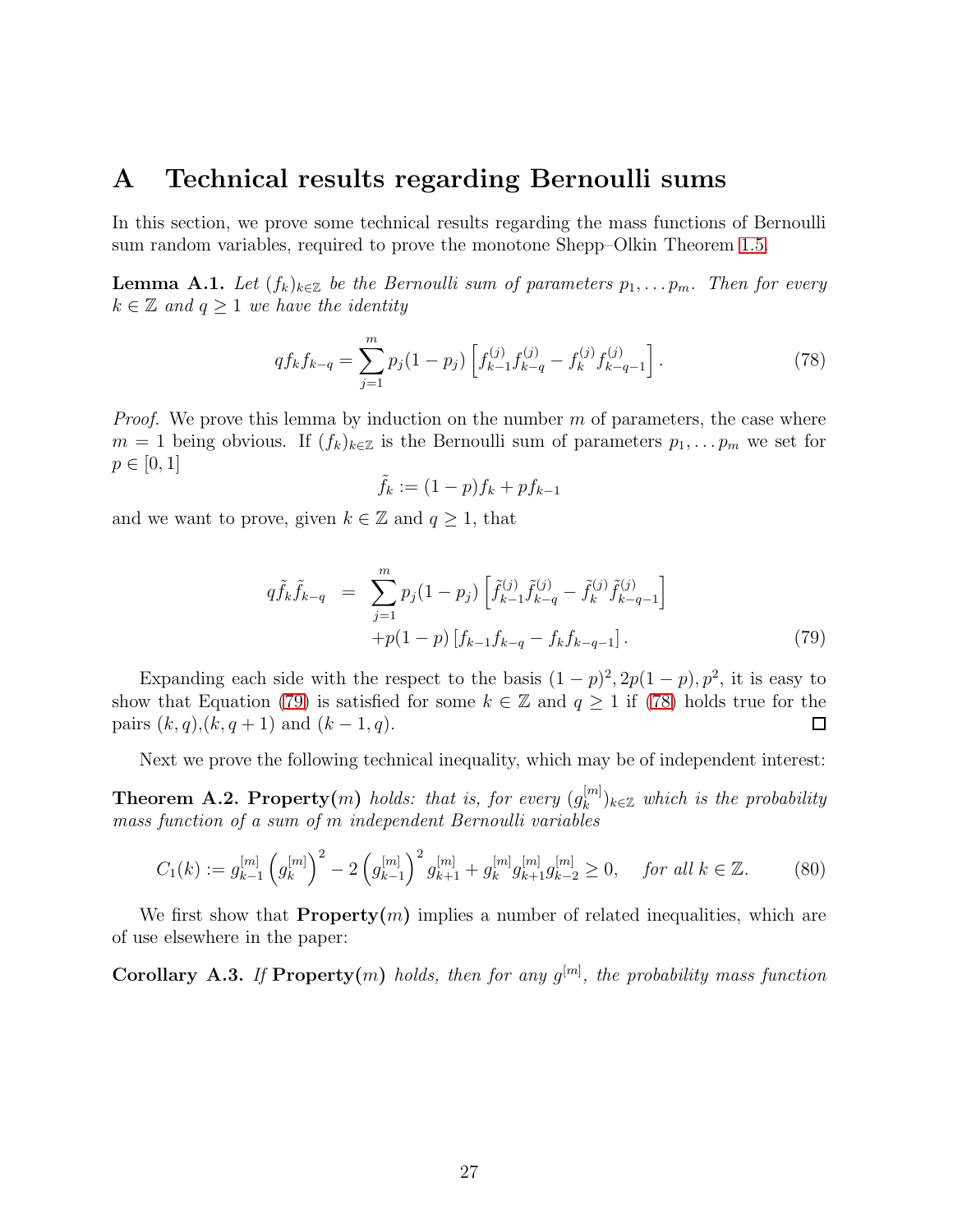# A Technical results regarding Bernoulli sums

In this section, we prove some technical results regarding the mass functions of Bernoulli sum random variables, required to prove the monotone Shepp–Olkin Theorem 1.5.

**Lemma A.1.** *Let $(f_k)_{k\in\mathbb{Z}}$ be the Bernoulli sum of parameters $p_1, \dots p_m$. Then for every $k \in \mathbb{Z}$ and $q \geq 1$ we have the identity*

$$q f_k f_{k-q} = \sum_{j=1}^{m} p_j(1-p_j)\left[f_{k-1}^{(j)} f_{k-q}^{(j)} - f_k^{(j)} f_{k-q-1}^{(j)}\right]. \tag{78}$$

*Proof.* We prove this lemma by induction on the number $m$ of parameters, the case where $m = 1$ being obvious. If $(f_k)_{k\in\mathbb{Z}}$ is the Bernoulli sum of parameters $p_1, \dots p_m$ we set for $p \in [0, 1]$

$$\tilde{f}_k := (1-p)f_k + p f_{k-1}$$

and we want to prove, given $k \in \mathbb{Z}$ and $q \geq 1$, that

$$\begin{aligned} q\tilde{f}_k\tilde{f}_{k-q} &= \sum_{j=1}^{m} p_j(1-p_j)\left[\tilde{f}_{k-1}^{(j)}\tilde{f}_{k-q}^{(j)} - \tilde{f}_k^{(j)}\tilde{f}_{k-q-1}^{(j)}\right] \\ &\quad + p(1-p)\left[f_{k-1}f_{k-q} - f_k f_{k-q-1}\right]. \end{aligned} \tag{79}$$

Expanding each side with the respect to the basis $(1-p)^2, 2p(1-p), p^2$, it is easy to show that Equation (79) is satisfied for some $k \in \mathbb{Z}$ and $q \geq 1$ if (78) holds true for the pairs $(k, q)$,$(k, q + 1)$ and $(k - 1, q)$. $\square$

Next we prove the following technical inequality, which may be of independent interest:

**Theorem A.2. Property($m$)** *holds: that is, for every $(g_k^{[m]})_{k\in\mathbb{Z}}$ which is the probability mass function of a sum of $m$ independent Bernoulli variables*

$$C_1(k) := g_{k-1}^{[m]}\left(g_k^{[m]}\right)^2 - 2\left(g_{k-1}^{[m]}\right)^2 g_{k+1}^{[m]} + g_k^{[m]} g_{k+1}^{[m]} g_{k-2}^{[m]} \geq 0, \quad \text{for all } k \in \mathbb{Z}. \tag{80}$$

We first show that **Property($m$)** implies a number of related inequalities, which are of use elsewhere in the paper:

**Corollary A.3.** *If* **Property($m$)** *holds, then for any $g^{[m]}$, the probability mass function*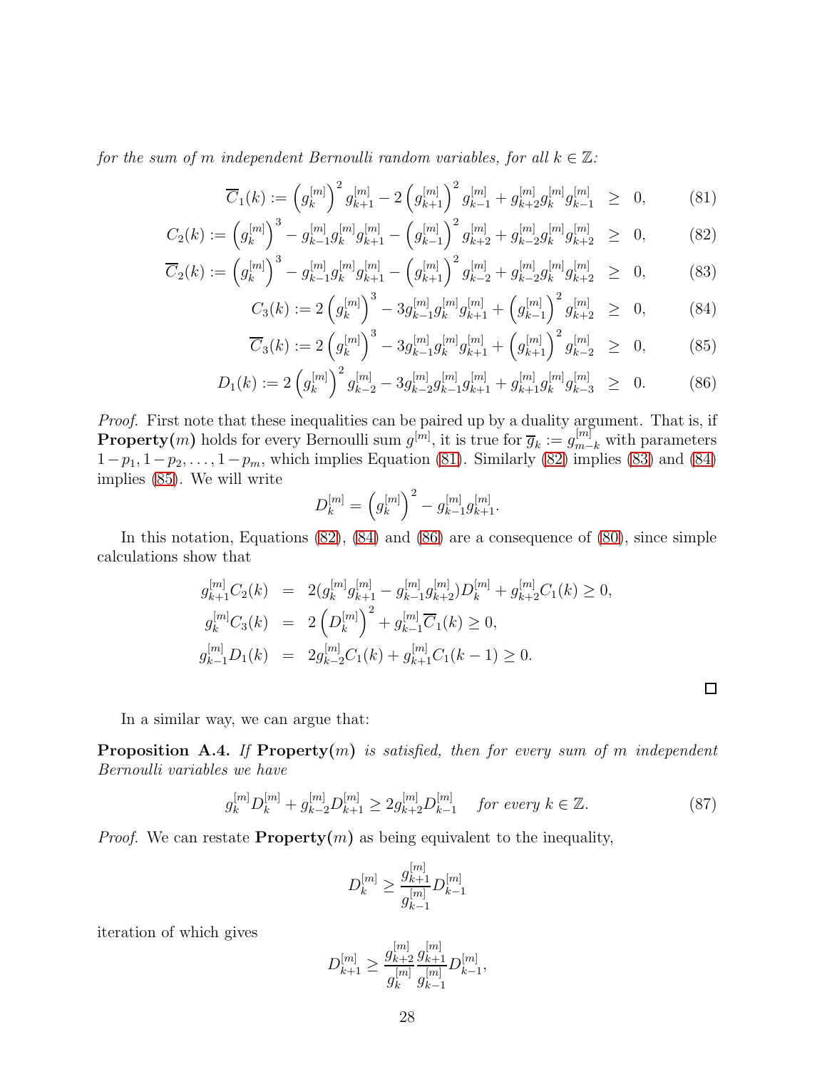*for the sum of $m$ independent Bernoulli random variables, for all $k \in \mathbb{Z}$:*

$$
\begin{aligned}
\overline{C}_1(k) &:= \left(g_k^{[m]}\right)^2 g_{k+1}^{[m]} - 2\left(g_{k+1}^{[m]}\right)^2 g_{k-1}^{[m]} + g_{k+2}^{[m]} g_k^{[m]} g_{k-1}^{[m]} \;\; \geq \;\; 0, & (81)\\
C_2(k) &:= \left(g_k^{[m]}\right)^3 - g_{k-1}^{[m]} g_k^{[m]} g_{k+1}^{[m]} - \left(g_{k-1}^{[m]}\right)^2 g_{k+2}^{[m]} + g_{k-2}^{[m]} g_k^{[m]} g_{k+2}^{[m]} \;\; \geq \;\; 0, & (82)\\
\overline{C}_2(k) &:= \left(g_k^{[m]}\right)^3 - g_{k-1}^{[m]} g_k^{[m]} g_{k+1}^{[m]} - \left(g_{k+1}^{[m]}\right)^2 g_{k-2}^{[m]} + g_{k-2}^{[m]} g_k^{[m]} g_{k+2}^{[m]} \;\; \geq \;\; 0, & (83)\\
C_3(k) &:= 2\left(g_k^{[m]}\right)^3 - 3 g_{k-1}^{[m]} g_k^{[m]} g_{k+1}^{[m]} + \left(g_{k-1}^{[m]}\right)^2 g_{k+2}^{[m]} \;\; \geq \;\; 0, & (84)\\
\overline{C}_3(k) &:= 2\left(g_k^{[m]}\right)^3 - 3 g_{k-1}^{[m]} g_k^{[m]} g_{k+1}^{[m]} + \left(g_{k+1}^{[m]}\right)^2 g_{k-2}^{[m]} \;\; \geq \;\; 0, & (85)\\
D_1(k) &:= 2\left(g_k^{[m]}\right)^2 g_{k-2}^{[m]} - 3 g_{k-2}^{[m]} g_{k-1}^{[m]} g_{k+1}^{[m]} + g_{k+1}^{[m]} g_k^{[m]} g_{k-3}^{[m]} \;\; \geq \;\; 0. & (86)
\end{aligned}
$$

*Proof.* First note that these inequalities can be paired up by a duality argument. That is, if **Property($m$)** holds for every Bernoulli sum $g^{[m]}$, it is true for $\overline{g}_k := g_{m-k}^{[m]}$ with parameters $1-p_1, 1-p_2, \ldots, 1-p_m$, which implies Equation (81). Similarly (82) implies (83) and (84) implies (85). We will write

$$
D_k^{[m]} = \left(g_k^{[m]}\right)^2 - g_{k-1}^{[m]} g_{k+1}^{[m]}.
$$

In this notation, Equations (82), (84) and (86) are a consequence of (80), since simple calculations show that

$$
\begin{aligned}
g_{k+1}^{[m]} C_2(k) &= 2(g_k^{[m]} g_{k+1}^{[m]} - g_{k-1}^{[m]} g_{k+2}^{[m]}) D_k^{[m]} + g_{k+2}^{[m]} C_1(k) \geq 0,\\
g_k^{[m]} C_3(k) &= 2\left(D_k^{[m]}\right)^2 + g_{k-1}^{[m]} \overline{C}_1(k) \geq 0,\\
g_{k-1}^{[m]} D_1(k) &= 2 g_{k-2}^{[m]} C_1(k) + g_{k+1}^{[m]} C_1(k-1) \geq 0.
\end{aligned}
$$

□

In a similar way, we can argue that:

**Proposition A.4.** *If* **Property($m$)** *is satisfied, then for every sum of $m$ independent Bernoulli variables we have*

$$
g_k^{[m]} D_k^{[m]} + g_{k-2}^{[m]} D_{k+1}^{[m]} \geq 2 g_{k+2}^{[m]} D_{k-1}^{[m]} \quad \textit{for every } k \in \mathbb{Z}. \tag{87}
$$

*Proof.* We can restate **Property($m$)** as being equivalent to the inequality,

$$
D_k^{[m]} \geq \frac{g_{k+1}^{[m]}}{g_{k-1}^{[m]}} D_{k-1}^{[m]}
$$

iteration of which gives

$$
D_{k+1}^{[m]} \geq \frac{g_{k+2}^{[m]}}{g_k^{[m]}} \frac{g_{k+1}^{[m]}}{g_{k-1}^{[m]}} D_{k-1}^{[m]},
$$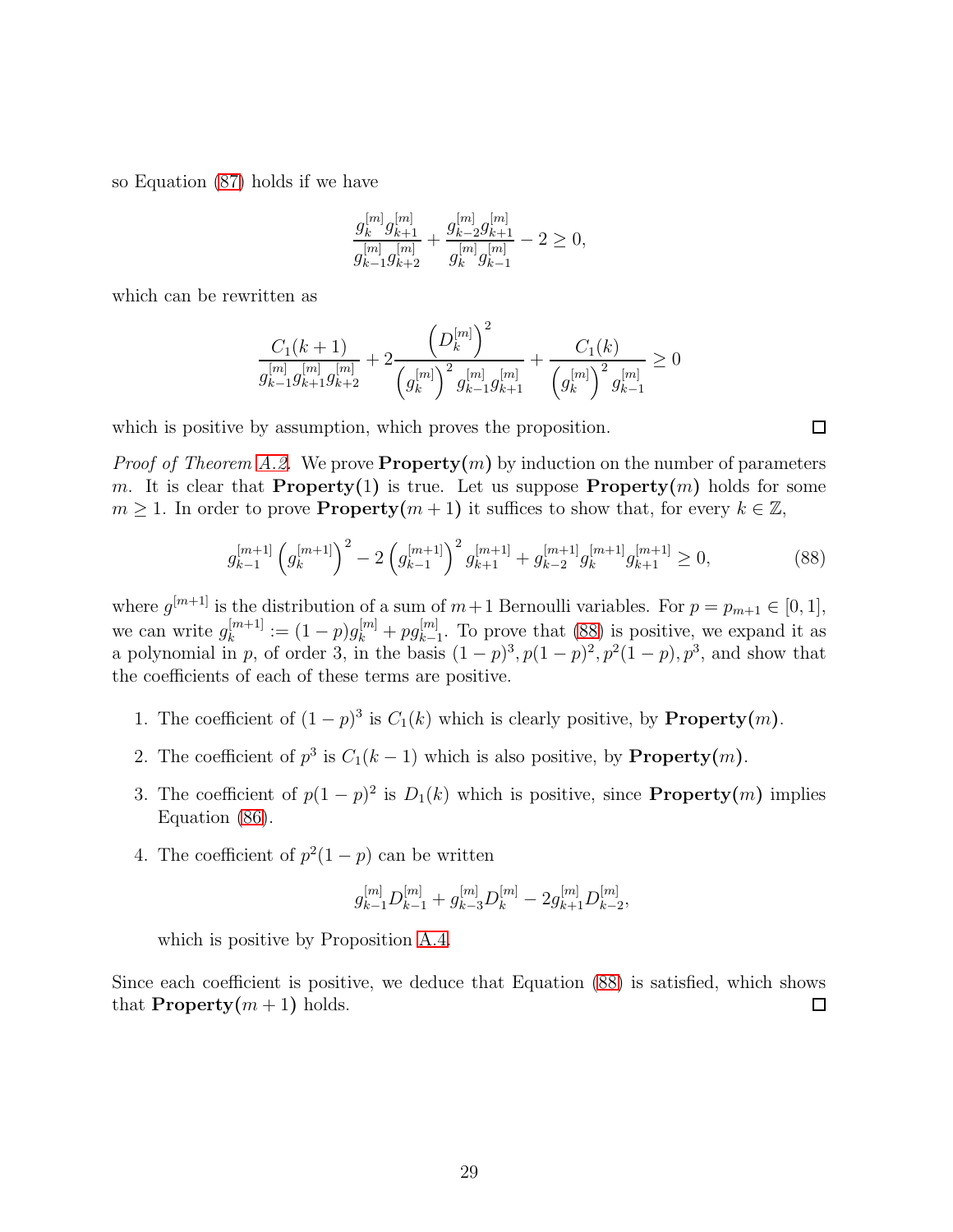so Equation (87) holds if we have

$$\frac{g_k^{[m]} g_{k+1}^{[m]}}{g_{k-1}^{[m]} g_{k+2}^{[m]}} + \frac{g_{k-2}^{[m]} g_{k+1}^{[m]}}{g_k^{[m]} g_{k-1}^{[m]}} - 2 \geq 0,$$

which can be rewritten as

$$\frac{C_1(k+1)}{g_{k-1}^{[m]} g_{k+1}^{[m]} g_{k+2}^{[m]}} + 2\frac{\left(D_k^{[m]}\right)^2}{\left(g_k^{[m]}\right)^2 g_{k-1}^{[m]} g_{k+1}^{[m]}} + \frac{C_1(k)}{\left(g_k^{[m]}\right)^2 g_{k-1}^{[m]}} \geq 0$$

which is positive by assumption, which proves the proposition. □

*Proof of Theorem A.2.* We prove **Property($m$)** by induction on the number of parameters $m$. It is clear that **Property(1)** is true. Let us suppose **Property($m$)** holds for some $m \geq 1$. In order to prove **Property($m+1$)** it suffices to show that, for every $k \in \mathbb{Z}$,

$$g_{k-1}^{[m+1]} \left(g_k^{[m+1]}\right)^2 - 2\left(g_{k-1}^{[m+1]}\right)^2 g_{k+1}^{[m+1]} + g_{k-2}^{[m+1]} g_k^{[m+1]} g_{k+1}^{[m+1]} \geq 0, \tag{88}$$

where $g^{[m+1]}$ is the distribution of a sum of $m+1$ Bernoulli variables. For $p = p_{m+1} \in [0,1]$, we can write $g_k^{[m+1]} := (1-p)g_k^{[m]} + p g_{k-1}^{[m]}$. To prove that (88) is positive, we expand it as a polynomial in $p$, of order 3, in the basis $(1-p)^3, p(1-p)^2, p^2(1-p), p^3$, and show that the coefficients of each of these terms are positive.

1. The coefficient of $(1-p)^3$ is $C_1(k)$ which is clearly positive, by **Property($m$)**.
2. The coefficient of $p^3$ is $C_1(k-1)$ which is also positive, by **Property($m$)**.
3. The coefficient of $p(1-p)^2$ is $D_1(k)$ which is positive, since **Property($m$)** implies Equation (86).
4. The coefficient of $p^2(1-p)$ can be written

$$g_{k-1}^{[m]} D_{k-1}^{[m]} + g_{k-3}^{[m]} D_k^{[m]} - 2 g_{k+1}^{[m]} D_{k-2}^{[m]},$$

which is positive by Proposition A.4.

Since each coefficient is positive, we deduce that Equation (88) is satisfied, which shows that **Property($m+1$)** holds. □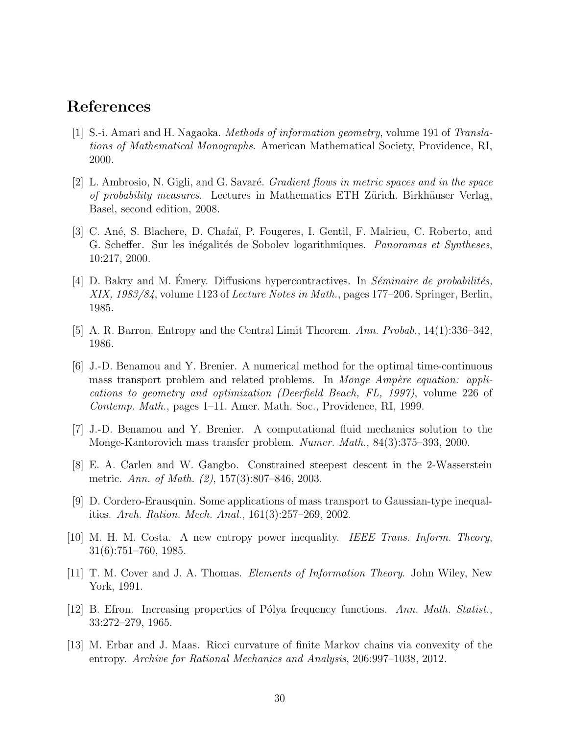# References

[1] S.-i. Amari and H. Nagaoka. *Methods of information geometry*, volume 191 of *Translations of Mathematical Monographs*. American Mathematical Society, Providence, RI, 2000.

[2] L. Ambrosio, N. Gigli, and G. Savaré. *Gradient flows in metric spaces and in the space of probability measures*. Lectures in Mathematics ETH Zürich. Birkhäuser Verlag, Basel, second edition, 2008.

[3] C. Ané, S. Blachere, D. Chafaï, P. Fougeres, I. Gentil, F. Malrieu, C. Roberto, and G. Scheffer. Sur les inégalités de Sobolev logarithmiques. *Panoramas et Syntheses*, 10:217, 2000.

[4] D. Bakry and M. Émery. Diffusions hypercontractives. In *Séminaire de probabilités, XIX, 1983/84*, volume 1123 of *Lecture Notes in Math.*, pages 177–206. Springer, Berlin, 1985.

[5] A. R. Barron. Entropy and the Central Limit Theorem. *Ann. Probab.*, 14(1):336–342, 1986.

[6] J.-D. Benamou and Y. Brenier. A numerical method for the optimal time-continuous mass transport problem and related problems. In *Monge Ampère equation: applications to geometry and optimization (Deerfield Beach, FL, 1997)*, volume 226 of *Contemp. Math.*, pages 1–11. Amer. Math. Soc., Providence, RI, 1999.

[7] J.-D. Benamou and Y. Brenier. A computational fluid mechanics solution to the Monge-Kantorovich mass transfer problem. *Numer. Math.*, 84(3):375–393, 2000.

[8] E. A. Carlen and W. Gangbo. Constrained steepest descent in the 2-Wasserstein metric. *Ann. of Math. (2)*, 157(3):807–846, 2003.

[9] D. Cordero-Erausquin. Some applications of mass transport to Gaussian-type inequalities. *Arch. Ration. Mech. Anal.*, 161(3):257–269, 2002.

[10] M. H. M. Costa. A new entropy power inequality. *IEEE Trans. Inform. Theory*, 31(6):751–760, 1985.

[11] T. M. Cover and J. A. Thomas. *Elements of Information Theory*. John Wiley, New York, 1991.

[12] B. Efron. Increasing properties of Pólya frequency functions. *Ann. Math. Statist.*, 33:272–279, 1965.

[13] M. Erbar and J. Maas. Ricci curvature of finite Markov chains via convexity of the entropy. *Archive for Rational Mechanics and Analysis*, 206:997–1038, 2012.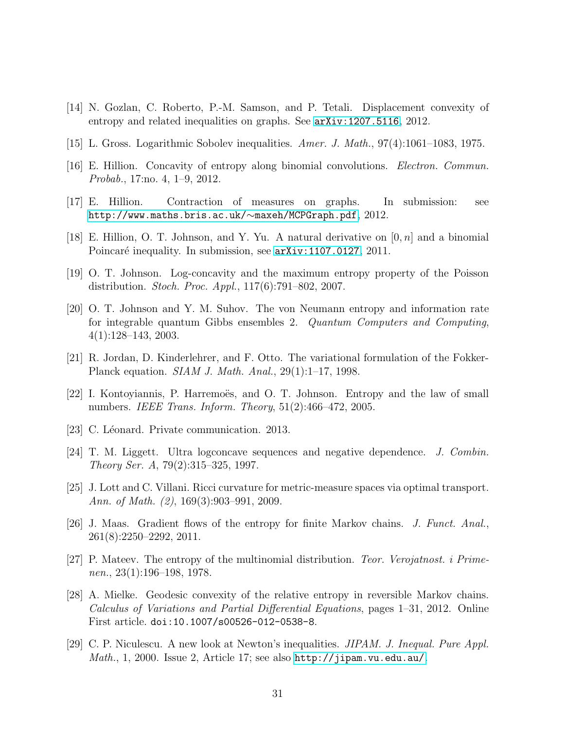[14] N. Gozlan, C. Roberto, P.-M. Samson, and P. Tetali. Displacement convexity of entropy and related inequalities on graphs. See arXiv:1207.5116, 2012.

[15] L. Gross. Logarithmic Sobolev inequalities. *Amer. J. Math.*, 97(4):1061–1083, 1975.

[16] E. Hillion. Concavity of entropy along binomial convolutions. *Electron. Commun. Probab.*, 17:no. 4, 1–9, 2012.

[17] E. Hillion. Contraction of measures on graphs. In submission: see http://www.maths.bris.ac.uk/∼maxeh/MCPGraph.pdf, 2012.

[18] E. Hillion, O. T. Johnson, and Y. Yu. A natural derivative on $[0, n]$ and a binomial Poincaré inequality. In submission, see arXiv:1107.0127, 2011.

[19] O. T. Johnson. Log-concavity and the maximum entropy property of the Poisson distribution. *Stoch. Proc. Appl.*, 117(6):791–802, 2007.

[20] O. T. Johnson and Y. M. Suhov. The von Neumann entropy and information rate for integrable quantum Gibbs ensembles 2. *Quantum Computers and Computing*, 4(1):128–143, 2003.

[21] R. Jordan, D. Kinderlehrer, and F. Otto. The variational formulation of the Fokker-Planck equation. *SIAM J. Math. Anal.*, 29(1):1–17, 1998.

[22] I. Kontoyiannis, P. Harremoës, and O. T. Johnson. Entropy and the law of small numbers. *IEEE Trans. Inform. Theory*, 51(2):466–472, 2005.

[23] C. Léonard. Private communication. 2013.

[24] T. M. Liggett. Ultra logconcave sequences and negative dependence. *J. Combin. Theory Ser. A*, 79(2):315–325, 1997.

[25] J. Lott and C. Villani. Ricci curvature for metric-measure spaces via optimal transport. *Ann. of Math. (2)*, 169(3):903–991, 2009.

[26] J. Maas. Gradient flows of the entropy for finite Markov chains. *J. Funct. Anal.*, 261(8):2250–2292, 2011.

[27] P. Mateev. The entropy of the multinomial distribution. *Teor. Verojatnost. i Primenen.*, 23(1):196–198, 1978.

[28] A. Mielke. Geodesic convexity of the relative entropy in reversible Markov chains. *Calculus of Variations and Partial Differential Equations*, pages 1–31, 2012. Online First article. doi:10.1007/s00526-012-0538-8.

[29] C. P. Niculescu. A new look at Newton's inequalities. *JIPAM. J. Inequal. Pure Appl. Math.*, 1, 2000. Issue 2, Article 17; see also http://jipam.vu.edu.au/.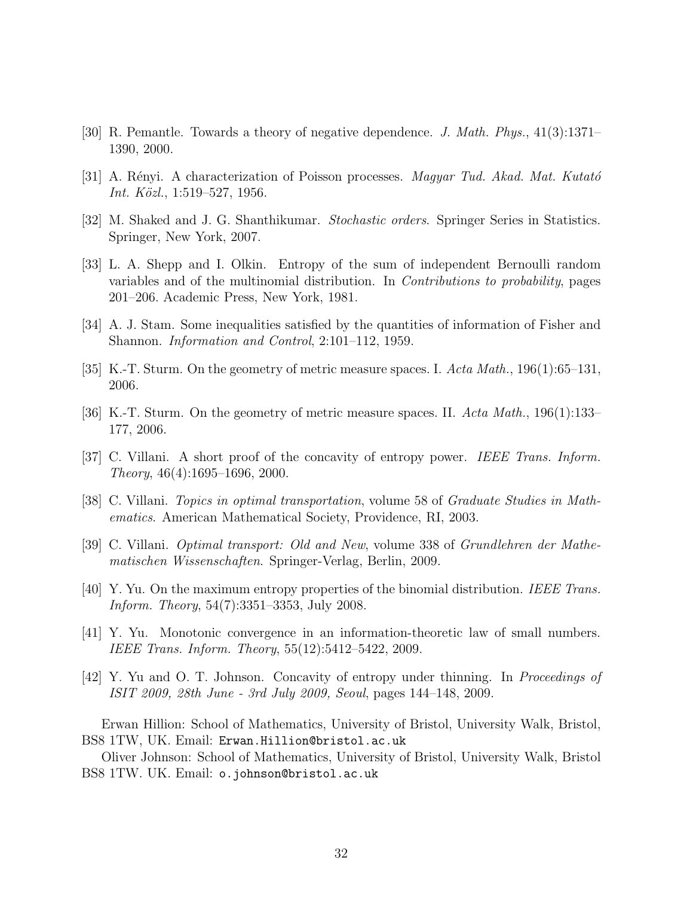[30] R. Pemantle. Towards a theory of negative dependence. *J. Math. Phys.*, 41(3):1371–1390, 2000.

[31] A. Rényi. A characterization of Poisson processes. *Magyar Tud. Akad. Mat. Kutató Int. Közl.*, 1:519–527, 1956.

[32] M. Shaked and J. G. Shanthikumar. *Stochastic orders*. Springer Series in Statistics. Springer, New York, 2007.

[33] L. A. Shepp and I. Olkin. Entropy of the sum of independent Bernoulli random variables and of the multinomial distribution. In *Contributions to probability*, pages 201–206. Academic Press, New York, 1981.

[34] A. J. Stam. Some inequalities satisfied by the quantities of information of Fisher and Shannon. *Information and Control*, 2:101–112, 1959.

[35] K.-T. Sturm. On the geometry of metric measure spaces. I. *Acta Math.*, 196(1):65–131, 2006.

[36] K.-T. Sturm. On the geometry of metric measure spaces. II. *Acta Math.*, 196(1):133–177, 2006.

[37] C. Villani. A short proof of the concavity of entropy power. *IEEE Trans. Inform. Theory*, 46(4):1695–1696, 2000.

[38] C. Villani. *Topics in optimal transportation*, volume 58 of *Graduate Studies in Mathematics*. American Mathematical Society, Providence, RI, 2003.

[39] C. Villani. *Optimal transport: Old and New*, volume 338 of *Grundlehren der Mathematischen Wissenschaften*. Springer-Verlag, Berlin, 2009.

[40] Y. Yu. On the maximum entropy properties of the binomial distribution. *IEEE Trans. Inform. Theory*, 54(7):3351–3353, July 2008.

[41] Y. Yu. Monotonic convergence in an information-theoretic law of small numbers. *IEEE Trans. Inform. Theory*, 55(12):5412–5422, 2009.

[42] Y. Yu and O. T. Johnson. Concavity of entropy under thinning. In *Proceedings of ISIT 2009, 28th June - 3rd July 2009, Seoul*, pages 144–148, 2009.

Erwan Hillion: School of Mathematics, University of Bristol, University Walk, Bristol, BS8 1TW, UK. Email: `Erwan.Hillion@bristol.ac.uk`

Oliver Johnson: School of Mathematics, University of Bristol, University Walk, Bristol BS8 1TW. UK. Email: `o.johnson@bristol.ac.uk`